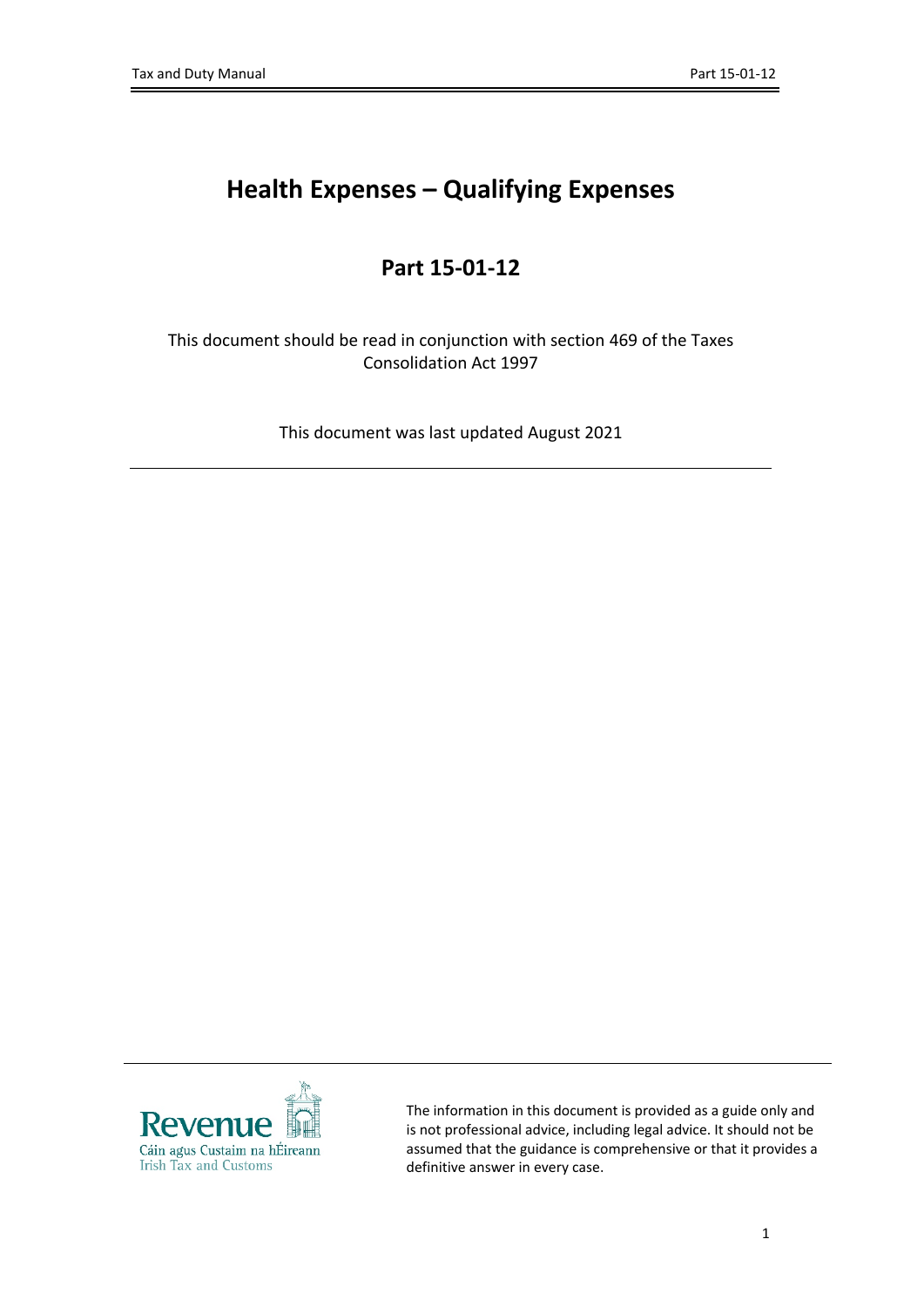# Health Expenses – Qualifying Expenses

## Part 15-01-12

This document should be read in conjunction with section 469 of the Taxes Consolidation Act 1997

This document was last updated August 2021

---

Revenue
Cáin agus Custaim na hÉireann
Irish Tax and Customs

The information in this document is provided as a guide only and is not professional advice, including legal advice. It should not be assumed that the guidance is comprehensive or that it provides a definitive answer in every case.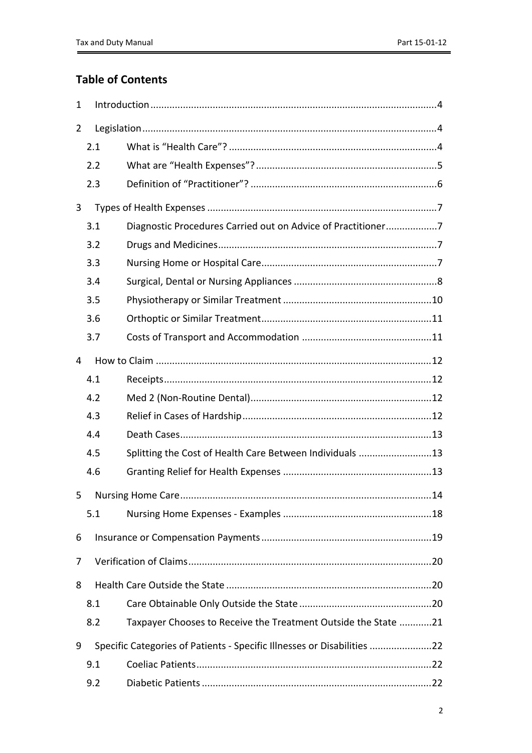## Table of Contents

1 Introduction ........................................................................................................4

2 Legislation ...........................................................................................................4

  2.1 What is “Health Care”? ............................................................................4

  2.2 What are “Health Expenses”? ..................................................................5

  2.3 Definition of “Practitioner”? ....................................................................6

3 Types of Health Expenses ....................................................................................7

  3.1 Diagnostic Procedures Carried out on Advice of Practitioner ..................7

  3.2 Drugs and Medicines ................................................................................7

  3.3 Nursing Home or Hospital Care ................................................................7

  3.4 Surgical, Dental or Nursing Appliances ....................................................8

  3.5 Physiotherapy or Similar Treatment ......................................................10

  3.6 Orthoptic or Similar Treatment ..............................................................11

  3.7 Costs of Transport and Accommodation ...............................................11

4 How to Claim .....................................................................................................12

  4.1 Receipts ..................................................................................................12

  4.2 Med 2 (Non-Routine Dental) ..................................................................12

  4.3 Relief in Cases of Hardship .....................................................................12

  4.4 Death Cases ............................................................................................13

  4.5 Splitting the Cost of Health Care Between Individuals ...........................13

  4.6 Granting Relief for Health Expenses ......................................................13

5 Nursing Home Care ............................................................................................14

  5.1 Nursing Home Expenses - Examples ......................................................18

6 Insurance or Compensation Payments ..............................................................19

7 Verification of Claims .........................................................................................20

8 Health Care Outside the State ...........................................................................20

  8.1 Care Obtainable Only Outside the State ................................................20

  8.2 Taxpayer Chooses to Receive the Treatment Outside the State ............21

9 Specific Categories of Patients - Specific Illnesses or Disabilities .......................22

  9.1 Coeliac Patients ......................................................................................22

  9.2 Diabetic Patients ....................................................................................22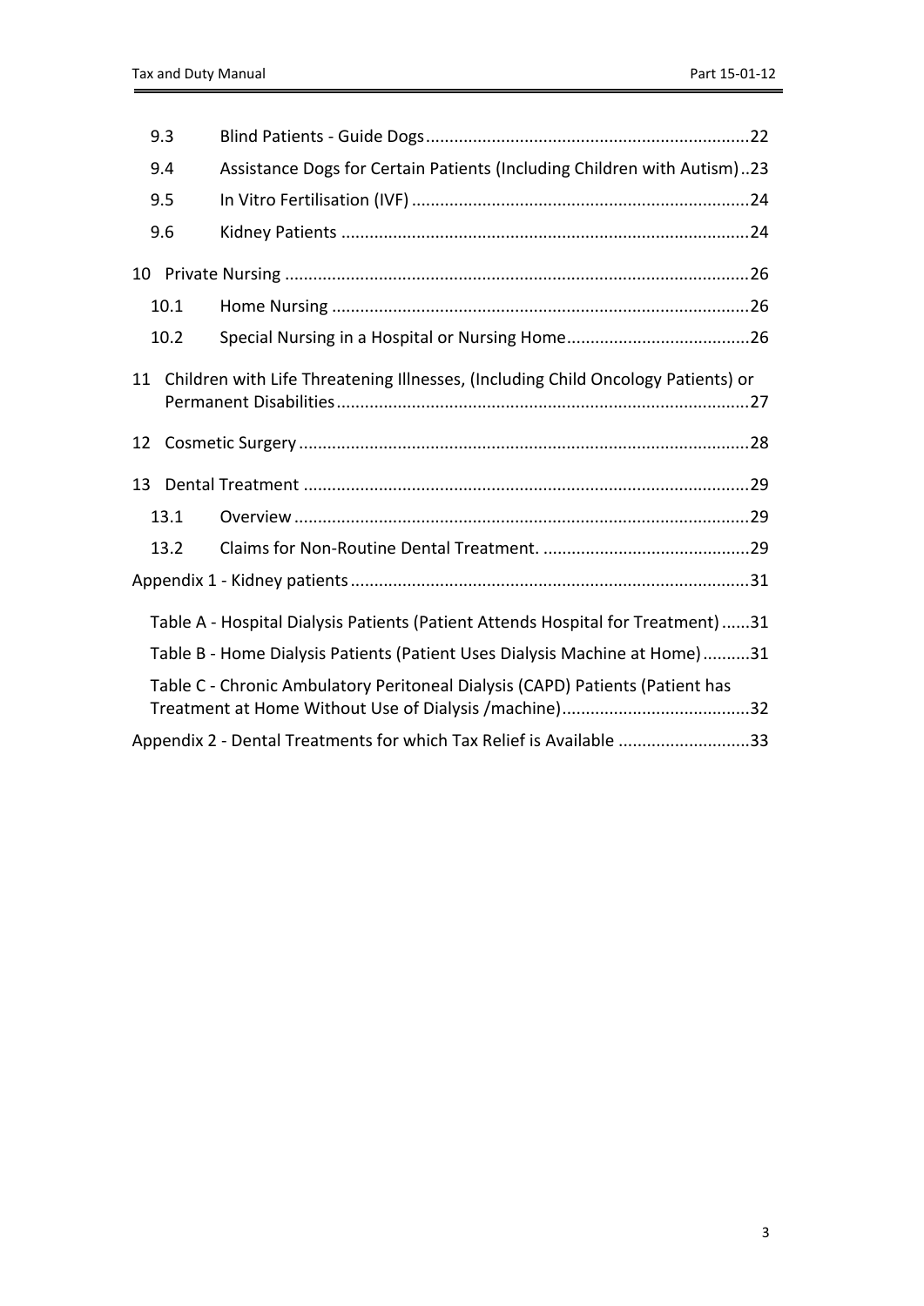| | | |
|---|---|---|
| 9.3 | Blind Patients - Guide Dogs | 22 |
| 9.4 | Assistance Dogs for Certain Patients (Including Children with Autism) | 23 |
| 9.5 | In Vitro Fertilisation (IVF) | 24 |
| 9.6 | Kidney Patients | 24 |
| 10 | Private Nursing | 26 |
| 10.1 | Home Nursing | 26 |
| 10.2 | Special Nursing in a Hospital or Nursing Home | 26 |
| 11 | Children with Life Threatening Illnesses, (Including Child Oncology Patients) or Permanent Disabilities | 27 |
| 12 | Cosmetic Surgery | 28 |
| 13 | Dental Treatment | 29 |
| 13.1 | Overview | 29 |
| 13.2 | Claims for Non-Routine Dental Treatment. | 29 |
| Appendix 1 - Kidney patients | | 31 |
| | Table A - Hospital Dialysis Patients (Patient Attends Hospital for Treatment) | 31 |
| | Table B - Home Dialysis Patients (Patient Uses Dialysis Machine at Home) | 31 |
| | Table C - Chronic Ambulatory Peritoneal Dialysis (CAPD) Patients (Patient has Treatment at Home Without Use of Dialysis /machine) | 32 |
| Appendix 2 - Dental Treatments for which Tax Relief is Available | | 33 |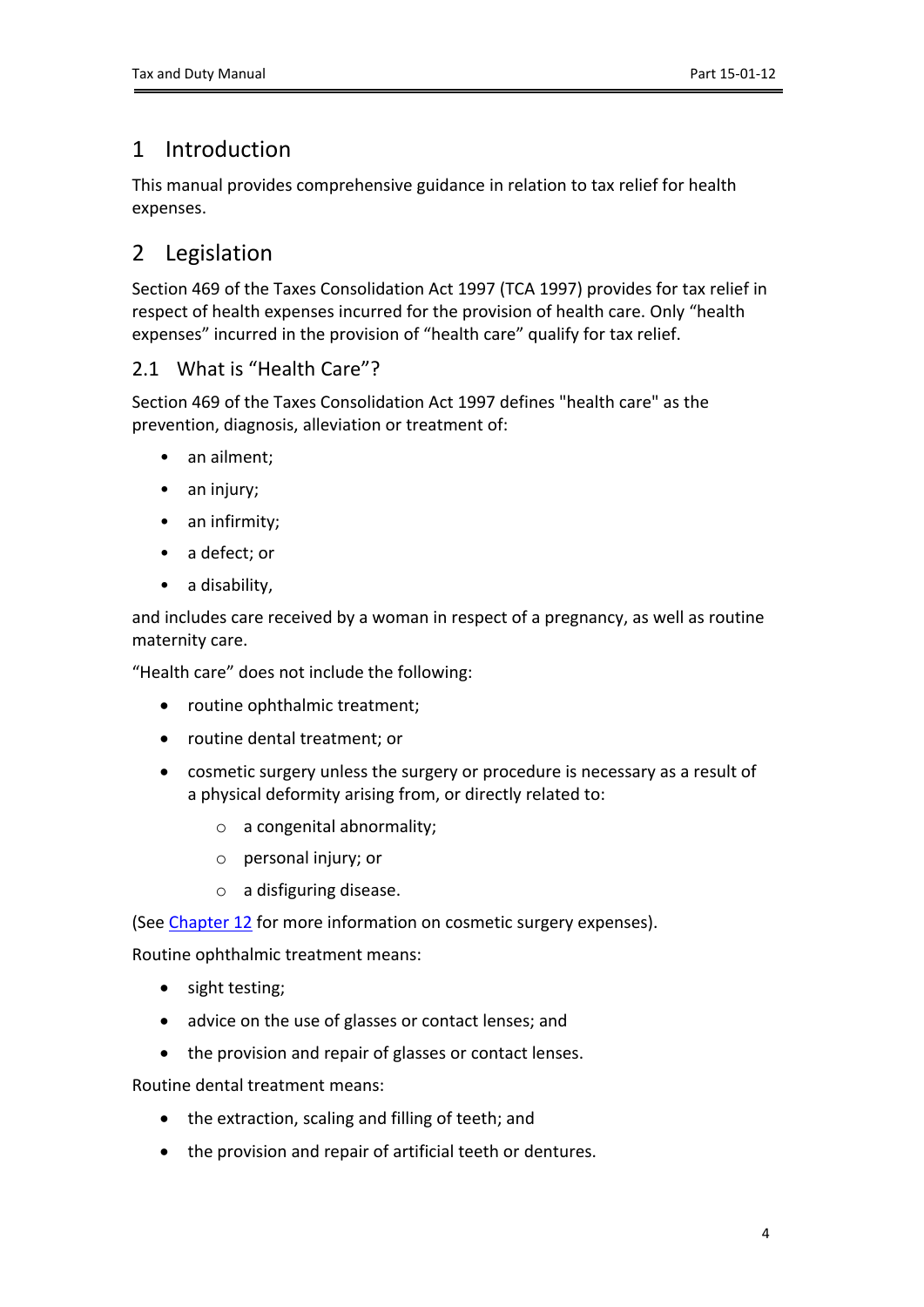# 1 Introduction

This manual provides comprehensive guidance in relation to tax relief for health expenses.

# 2 Legislation

Section 469 of the Taxes Consolidation Act 1997 (TCA 1997) provides for tax relief in respect of health expenses incurred for the provision of health care. Only "health expenses" incurred in the provision of "health care" qualify for tax relief.

## 2.1 What is "Health Care"?

Section 469 of the Taxes Consolidation Act 1997 defines "health care" as the prevention, diagnosis, alleviation or treatment of:

- an ailment;
- an injury;
- an infirmity;
- a defect; or
- a disability,

and includes care received by a woman in respect of a pregnancy, as well as routine maternity care.

"Health care" does not include the following:

- routine ophthalmic treatment;
- routine dental treatment; or
- cosmetic surgery unless the surgery or procedure is necessary as a result of a physical deformity arising from, or directly related to:
    - a congenital abnormality;
    - personal injury; or
    - a disfiguring disease.

(See Chapter 12 for more information on cosmetic surgery expenses).

Routine ophthalmic treatment means:

- sight testing;
- advice on the use of glasses or contact lenses; and
- the provision and repair of glasses or contact lenses.

Routine dental treatment means:

- the extraction, scaling and filling of teeth; and
- the provision and repair of artificial teeth or dentures.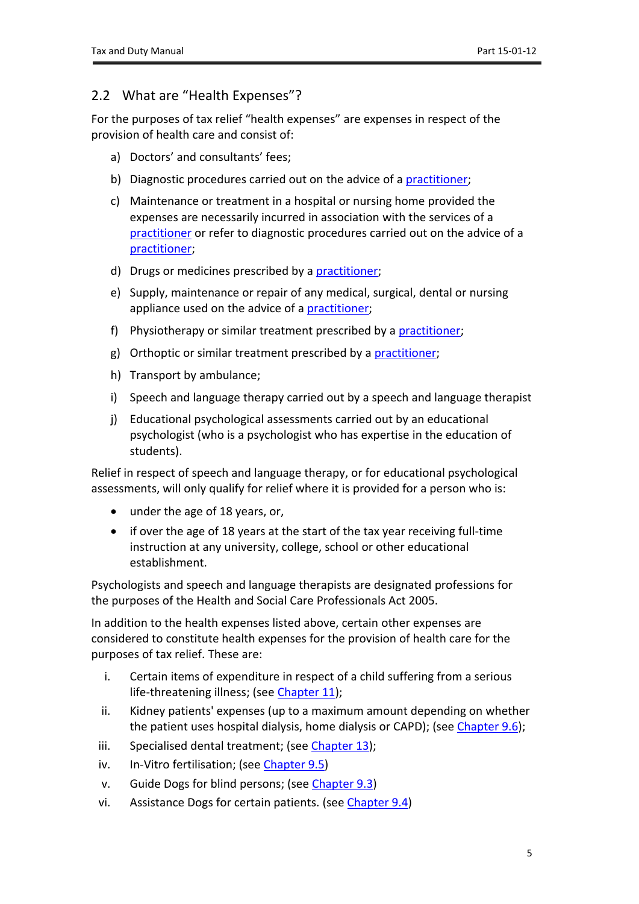## 2.2 What are "Health Expenses"?

For the purposes of tax relief "health expenses" are expenses in respect of the provision of health care and consist of:

a) Doctors' and consultants' fees;

b) Diagnostic procedures carried out on the advice of a practitioner;

c) Maintenance or treatment in a hospital or nursing home provided the expenses are necessarily incurred in association with the services of a practitioner or refer to diagnostic procedures carried out on the advice of a practitioner;

d) Drugs or medicines prescribed by a practitioner;

e) Supply, maintenance or repair of any medical, surgical, dental or nursing appliance used on the advice of a practitioner;

f) Physiotherapy or similar treatment prescribed by a practitioner;

g) Orthoptic or similar treatment prescribed by a practitioner;

h) Transport by ambulance;

i) Speech and language therapy carried out by a speech and language therapist

j) Educational psychological assessments carried out by an educational psychologist (who is a psychologist who has expertise in the education of students).

Relief in respect of speech and language therapy, or for educational psychological assessments, will only qualify for relief where it is provided for a person who is:

- under the age of 18 years, or,
- if over the age of 18 years at the start of the tax year receiving full-time instruction at any university, college, school or other educational establishment.

Psychologists and speech and language therapists are designated professions for the purposes of the Health and Social Care Professionals Act 2005.

In addition to the health expenses listed above, certain other expenses are considered to constitute health expenses for the provision of health care for the purposes of tax relief. These are:

i. Certain items of expenditure in respect of a child suffering from a serious life-threatening illness; (see Chapter 11);

ii. Kidney patients' expenses (up to a maximum amount depending on whether the patient uses hospital dialysis, home dialysis or CAPD); (see Chapter 9.6);

iii. Specialised dental treatment; (see Chapter 13);

iv. In-Vitro fertilisation; (see Chapter 9.5)

v. Guide Dogs for blind persons; (see Chapter 9.3)

vi. Assistance Dogs for certain patients. (see Chapter 9.4)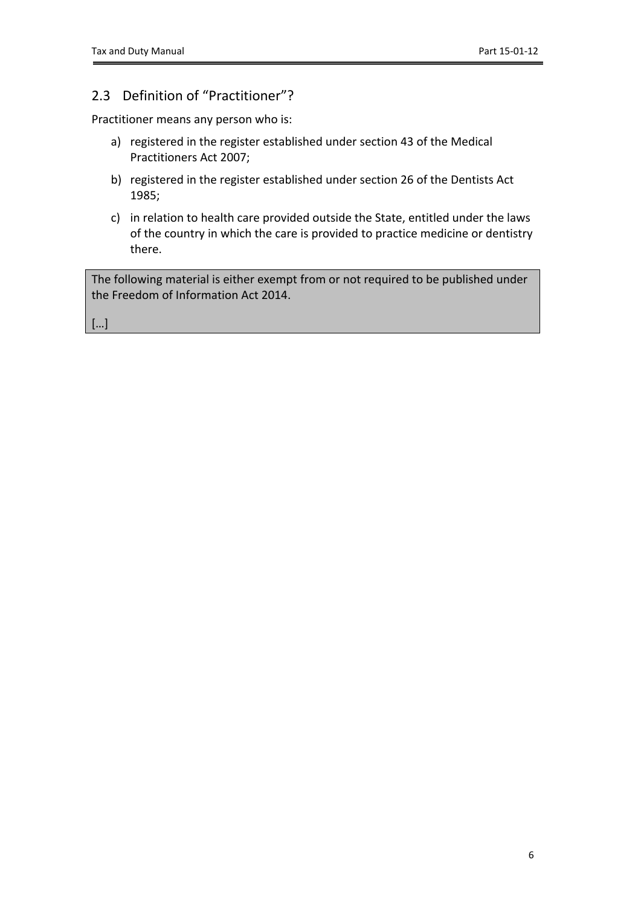## 2.3 Definition of "Practitioner"?

Practitioner means any person who is:

a) registered in the register established under section 43 of the Medical Practitioners Act 2007;

b) registered in the register established under section 26 of the Dentists Act 1985;

c) in relation to health care provided outside the State, entitled under the laws of the country in which the care is provided to practice medicine or dentistry there.

> The following material is either exempt from or not required to be published under the Freedom of Information Act 2014.
>
> […]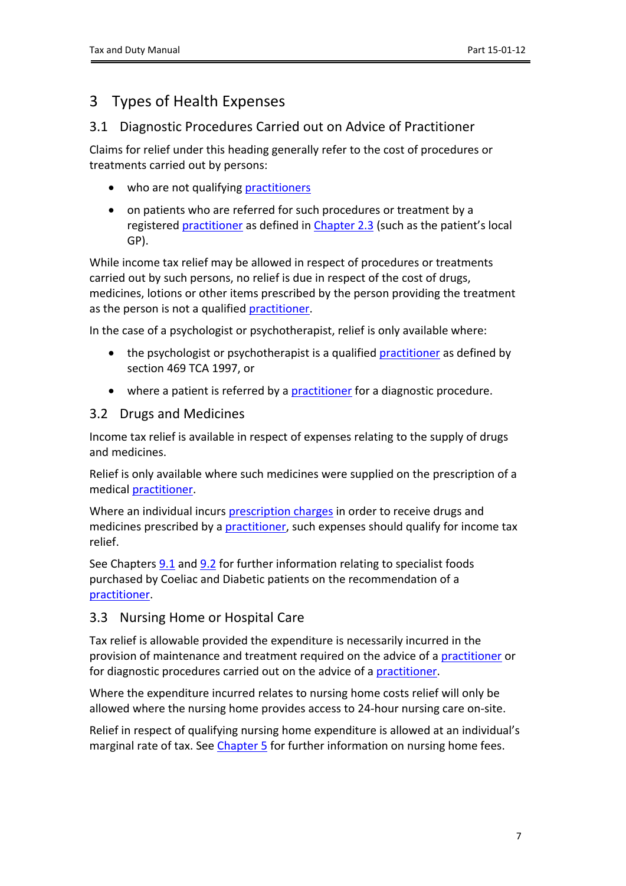# 3 Types of Health Expenses

## 3.1 Diagnostic Procedures Carried out on Advice of Practitioner

Claims for relief under this heading generally refer to the cost of procedures or treatments carried out by persons:

- who are not qualifying practitioners
- on patients who are referred for such procedures or treatment by a registered practitioner as defined in Chapter 2.3 (such as the patient's local GP).

While income tax relief may be allowed in respect of procedures or treatments carried out by such persons, no relief is due in respect of the cost of drugs, medicines, lotions or other items prescribed by the person providing the treatment as the person is not a qualified practitioner.

In the case of a psychologist or psychotherapist, relief is only available where:

- the psychologist or psychotherapist is a qualified practitioner as defined by section 469 TCA 1997, or
- where a patient is referred by a practitioner for a diagnostic procedure.

## 3.2 Drugs and Medicines

Income tax relief is available in respect of expenses relating to the supply of drugs and medicines.

Relief is only available where such medicines were supplied on the prescription of a medical practitioner.

Where an individual incurs prescription charges in order to receive drugs and medicines prescribed by a practitioner, such expenses should qualify for income tax relief.

See Chapters 9.1 and 9.2 for further information relating to specialist foods purchased by Coeliac and Diabetic patients on the recommendation of a practitioner.

## 3.3 Nursing Home or Hospital Care

Tax relief is allowable provided the expenditure is necessarily incurred in the provision of maintenance and treatment required on the advice of a practitioner or for diagnostic procedures carried out on the advice of a practitioner.

Where the expenditure incurred relates to nursing home costs relief will only be allowed where the nursing home provides access to 24-hour nursing care on-site.

Relief in respect of qualifying nursing home expenditure is allowed at an individual's marginal rate of tax. See Chapter 5 for further information on nursing home fees.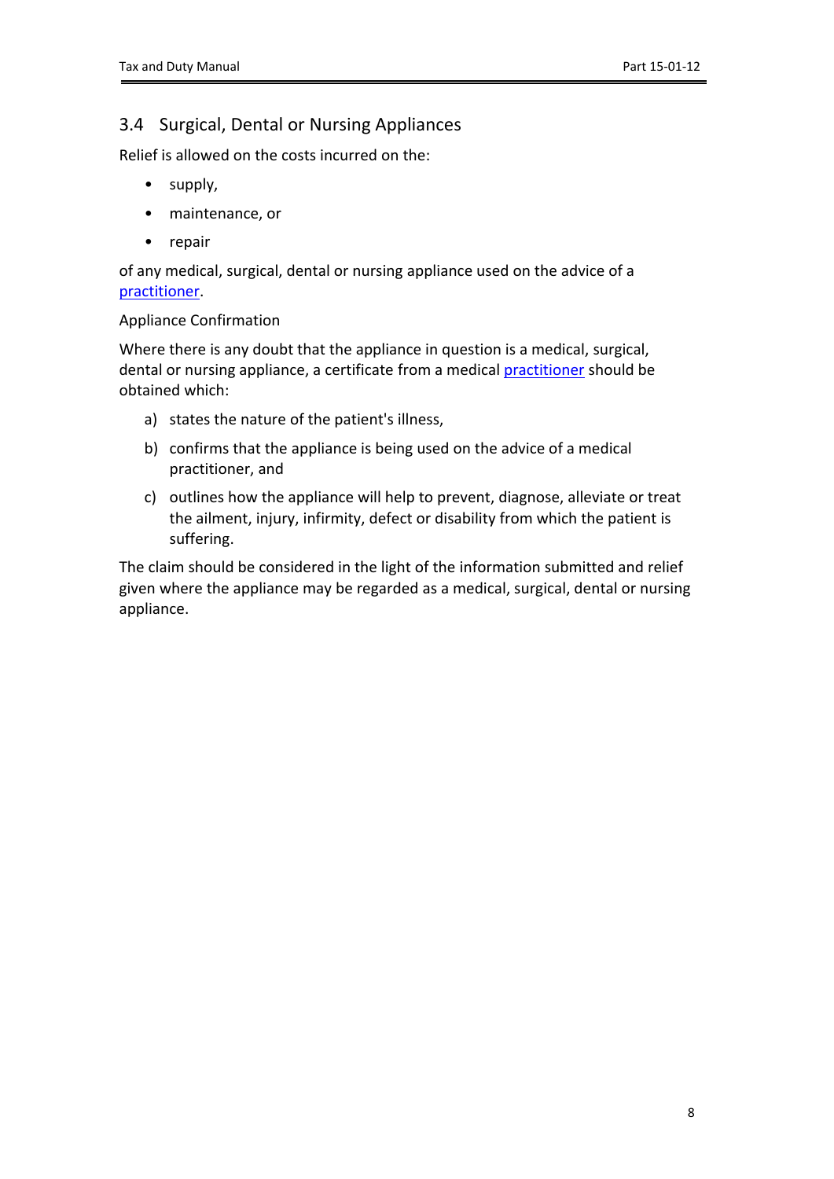## 3.4 Surgical, Dental or Nursing Appliances

Relief is allowed on the costs incurred on the:

- supply,
- maintenance, or
- repair

of any medical, surgical, dental or nursing appliance used on the advice of a practitioner.

Appliance Confirmation

Where there is any doubt that the appliance in question is a medical, surgical, dental or nursing appliance, a certificate from a medical practitioner should be obtained which:

a) states the nature of the patient's illness,
b) confirms that the appliance is being used on the advice of a medical practitioner, and
c) outlines how the appliance will help to prevent, diagnose, alleviate or treat the ailment, injury, infirmity, defect or disability from which the patient is suffering.

The claim should be considered in the light of the information submitted and relief given where the appliance may be regarded as a medical, surgical, dental or nursing appliance.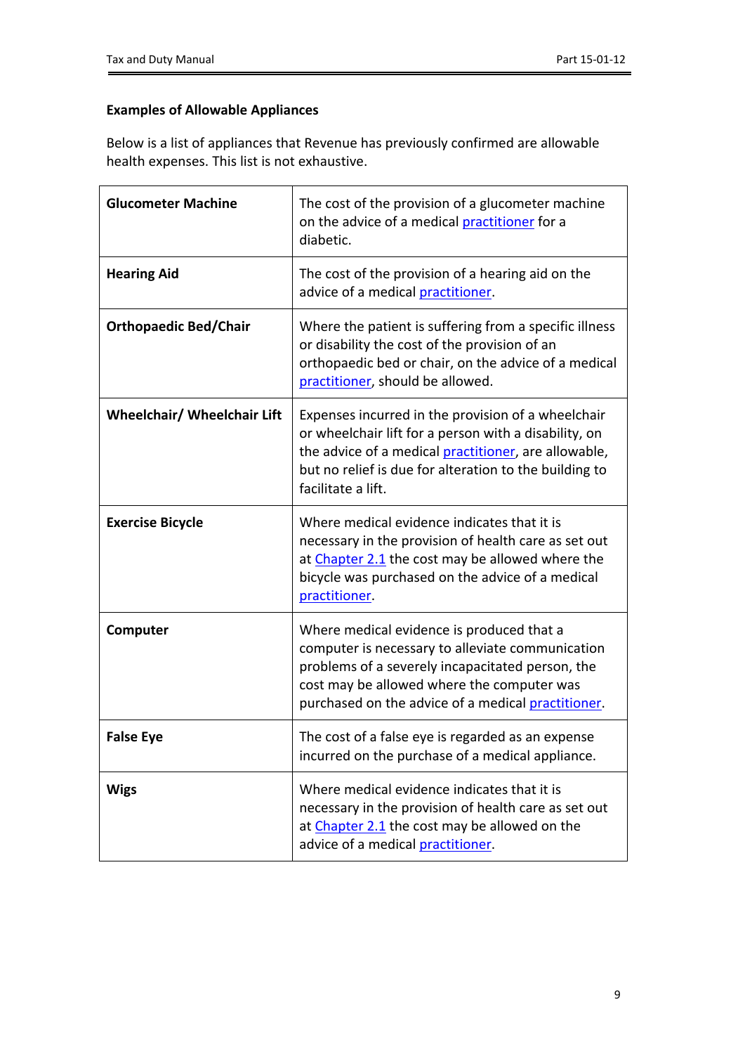**Examples of Allowable Appliances**

Below is a list of appliances that Revenue has previously confirmed are allowable health expenses. This list is not exhaustive.

| | |
|---|---|
| **Glucometer Machine** | The cost of the provision of a glucometer machine on the advice of a medical practitioner for a diabetic. |
| **Hearing Aid** | The cost of the provision of a hearing aid on the advice of a medical practitioner. |
| **Orthopaedic Bed/Chair** | Where the patient is suffering from a specific illness or disability the cost of the provision of an orthopaedic bed or chair, on the advice of a medical practitioner, should be allowed. |
| **Wheelchair/ Wheelchair Lift** | Expenses incurred in the provision of a wheelchair or wheelchair lift for a person with a disability, on the advice of a medical practitioner, are allowable, but no relief is due for alteration to the building to facilitate a lift. |
| **Exercise Bicycle** | Where medical evidence indicates that it is necessary in the provision of health care as set out at Chapter 2.1 the cost may be allowed where the bicycle was purchased on the advice of a medical practitioner. |
| **Computer** | Where medical evidence is produced that a computer is necessary to alleviate communication problems of a severely incapacitated person, the cost may be allowed where the computer was purchased on the advice of a medical practitioner. |
| **False Eye** | The cost of a false eye is regarded as an expense incurred on the purchase of a medical appliance. |
| **Wigs** | Where medical evidence indicates that it is necessary in the provision of health care as set out at Chapter 2.1 the cost may be allowed on the advice of a medical practitioner. |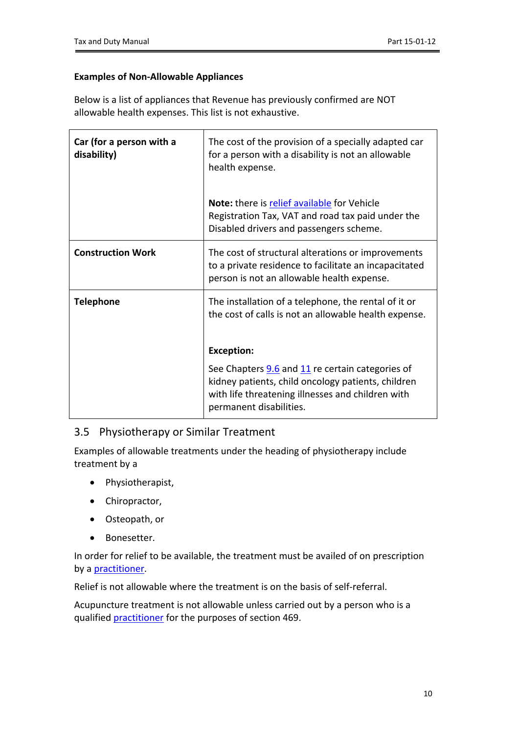**Examples of Non-Allowable Appliances**

Below is a list of appliances that Revenue has previously confirmed are NOT allowable health expenses. This list is not exhaustive.

| | |
|---|---|
| **Car (for a person with a disability)** | The cost of the provision of a specially adapted car for a person with a disability is not an allowable health expense.<br><br>**Note:** there is relief available for Vehicle Registration Tax, VAT and road tax paid under the Disabled drivers and passengers scheme. |
| **Construction Work** | The cost of structural alterations or improvements to a private residence to facilitate an incapacitated person is not an allowable health expense. |
| **Telephone** | The installation of a telephone, the rental of it or the cost of calls is not an allowable health expense.<br><br>**Exception:**<br><br>See Chapters 9.6 and 11 re certain categories of kidney patients, child oncology patients, children with life threatening illnesses and children with permanent disabilities. |

## 3.5 Physiotherapy or Similar Treatment

Examples of allowable treatments under the heading of physiotherapy include treatment by a

- Physiotherapist,
- Chiropractor,
- Osteopath, or
- Bonesetter.

In order for relief to be available, the treatment must be availed of on prescription by a practitioner.

Relief is not allowable where the treatment is on the basis of self-referral.

Acupuncture treatment is not allowable unless carried out by a person who is a qualified practitioner for the purposes of section 469.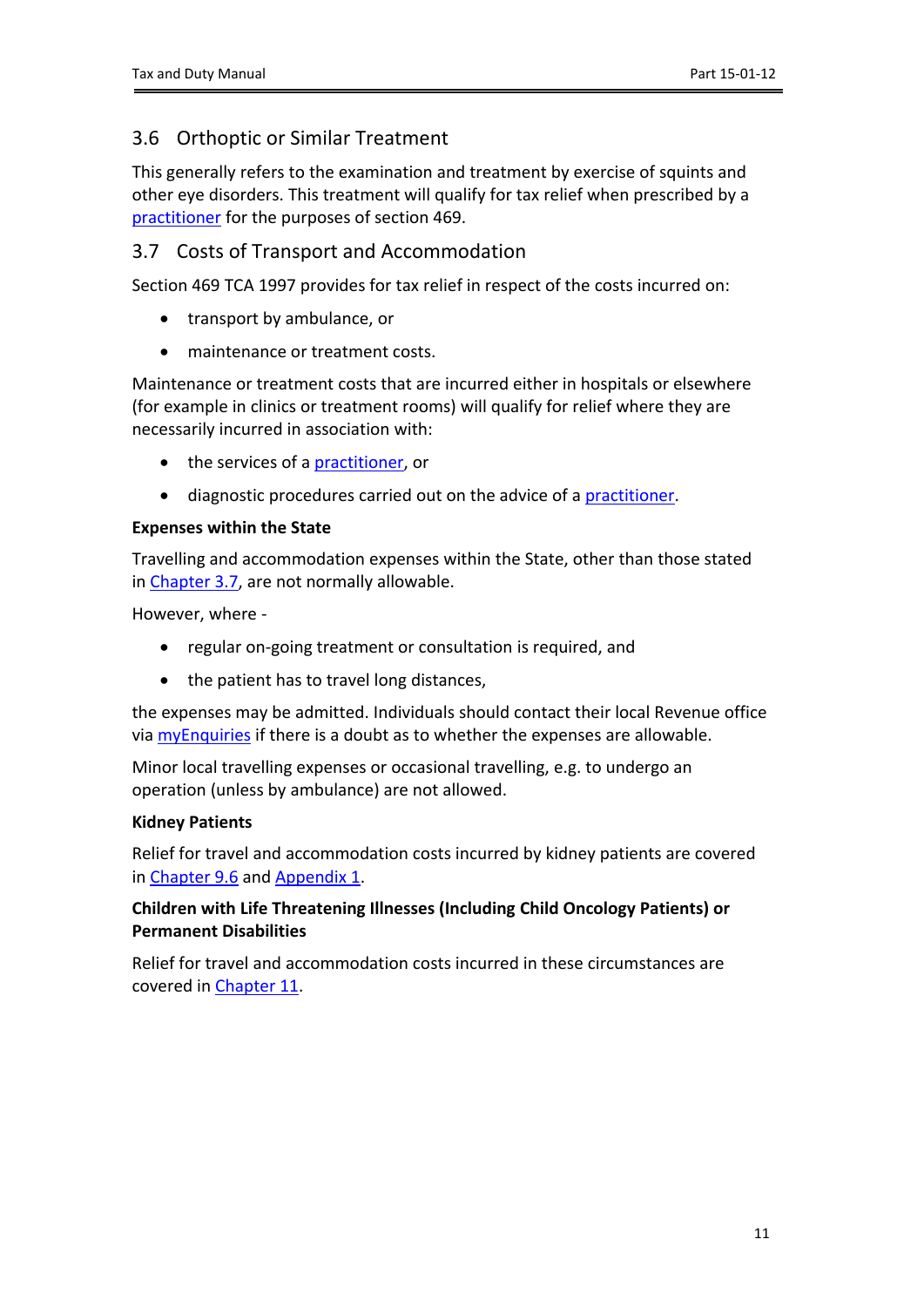## 3.6 Orthoptic or Similar Treatment

This generally refers to the examination and treatment by exercise of squints and other eye disorders. This treatment will qualify for tax relief when prescribed by a practitioner for the purposes of section 469.

## 3.7 Costs of Transport and Accommodation

Section 469 TCA 1997 provides for tax relief in respect of the costs incurred on:

- transport by ambulance, or
- maintenance or treatment costs.

Maintenance or treatment costs that are incurred either in hospitals or elsewhere (for example in clinics or treatment rooms) will qualify for relief where they are necessarily incurred in association with:

- the services of a practitioner, or
- diagnostic procedures carried out on the advice of a practitioner.

**Expenses within the State**

Travelling and accommodation expenses within the State, other than those stated in Chapter 3.7, are not normally allowable.

However, where -

- regular on-going treatment or consultation is required, and
- the patient has to travel long distances,

the expenses may be admitted. Individuals should contact their local Revenue office via myEnquiries if there is a doubt as to whether the expenses are allowable.

Minor local travelling expenses or occasional travelling, e.g. to undergo an operation (unless by ambulance) are not allowed.

**Kidney Patients**

Relief for travel and accommodation costs incurred by kidney patients are covered in Chapter 9.6 and Appendix 1.

**Children with Life Threatening Illnesses (Including Child Oncology Patients) or Permanent Disabilities**

Relief for travel and accommodation costs incurred in these circumstances are covered in Chapter 11.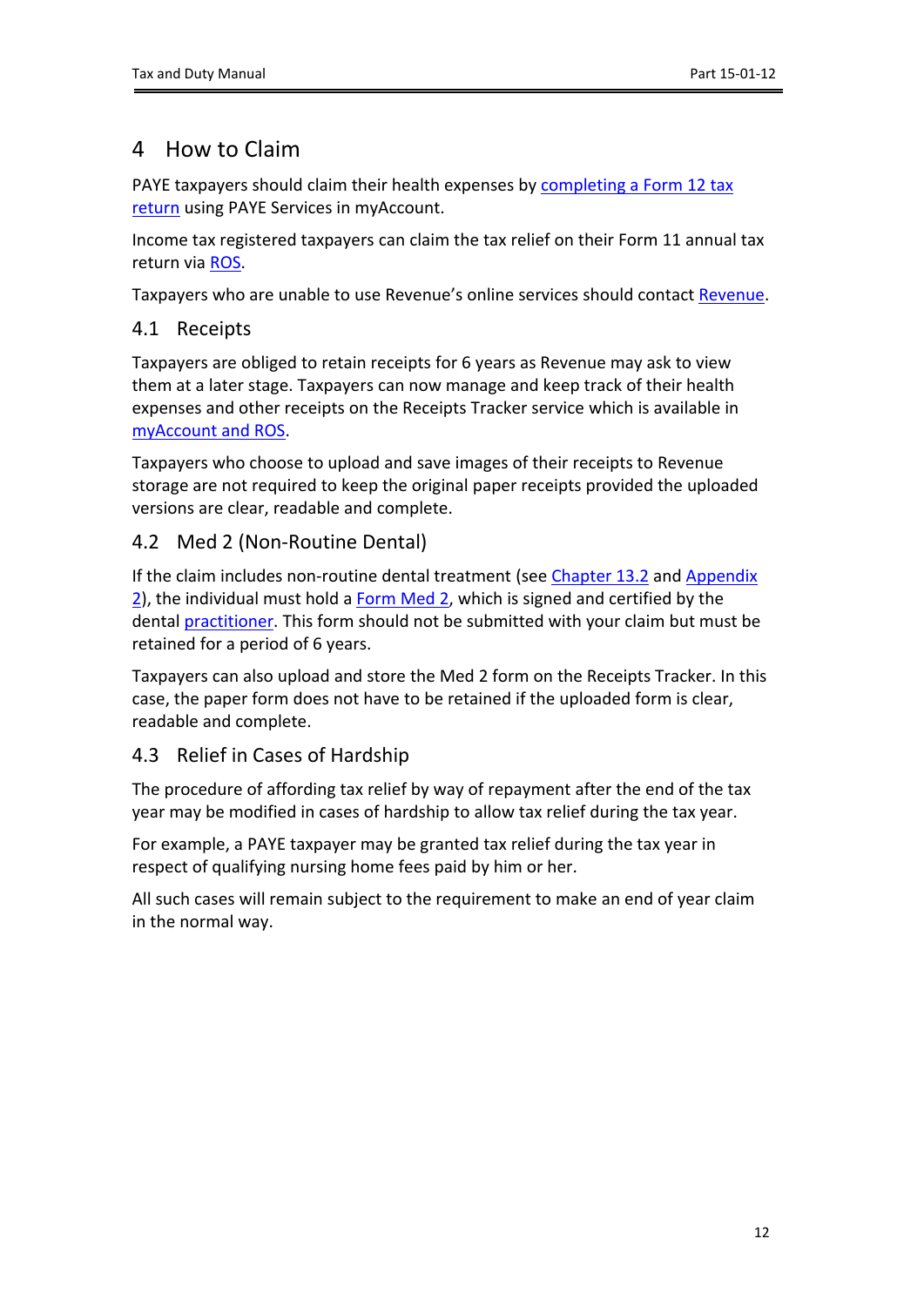# 4 How to Claim

PAYE taxpayers should claim their health expenses by completing a Form 12 tax return using PAYE Services in myAccount.

Income tax registered taxpayers can claim the tax relief on their Form 11 annual tax return via ROS.

Taxpayers who are unable to use Revenue's online services should contact Revenue.

## 4.1 Receipts

Taxpayers are obliged to retain receipts for 6 years as Revenue may ask to view them at a later stage. Taxpayers can now manage and keep track of their health expenses and other receipts on the Receipts Tracker service which is available in myAccount and ROS.

Taxpayers who choose to upload and save images of their receipts to Revenue storage are not required to keep the original paper receipts provided the uploaded versions are clear, readable and complete.

## 4.2 Med 2 (Non-Routine Dental)

If the claim includes non-routine dental treatment (see Chapter 13.2 and Appendix 2), the individual must hold a Form Med 2, which is signed and certified by the dental practitioner. This form should not be submitted with your claim but must be retained for a period of 6 years.

Taxpayers can also upload and store the Med 2 form on the Receipts Tracker. In this case, the paper form does not have to be retained if the uploaded form is clear, readable and complete.

## 4.3 Relief in Cases of Hardship

The procedure of affording tax relief by way of repayment after the end of the tax year may be modified in cases of hardship to allow tax relief during the tax year.

For example, a PAYE taxpayer may be granted tax relief during the tax year in respect of qualifying nursing home fees paid by him or her.

All such cases will remain subject to the requirement to make an end of year claim in the normal way.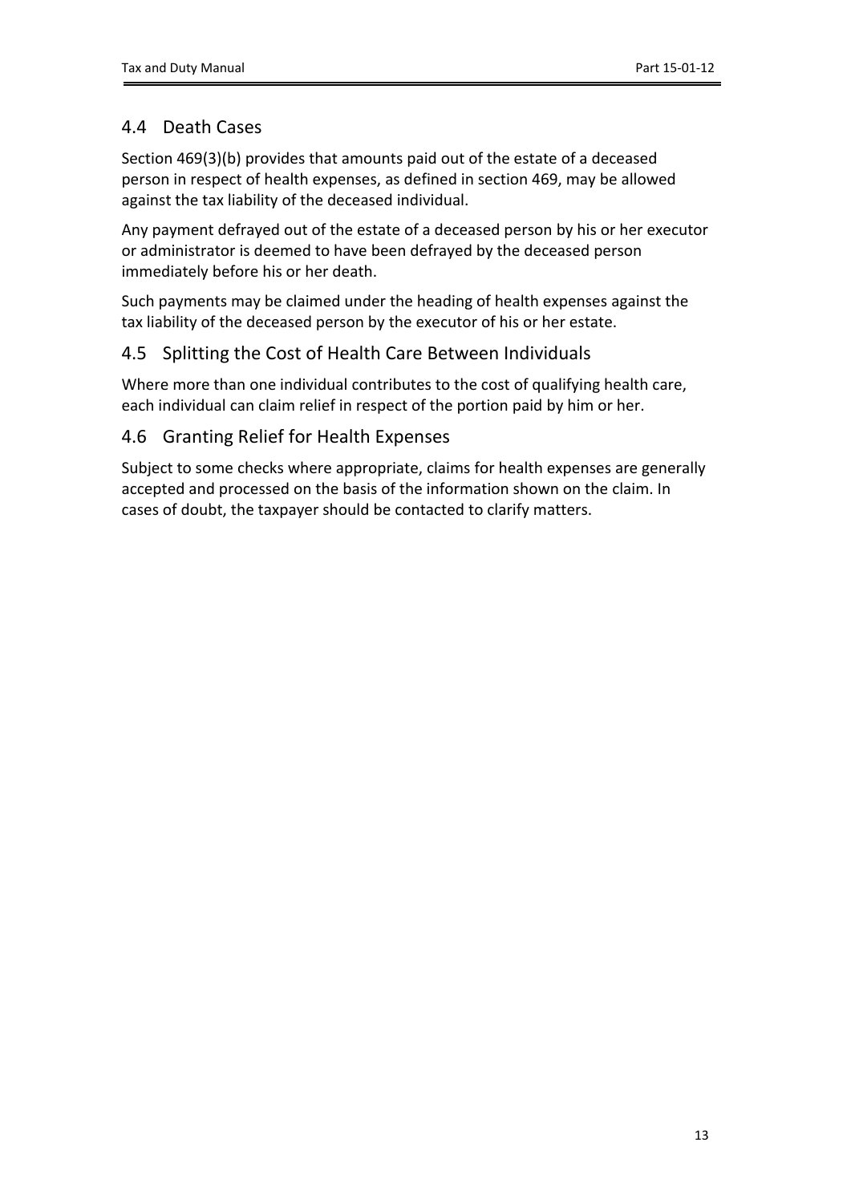## 4.4 Death Cases

Section 469(3)(b) provides that amounts paid out of the estate of a deceased person in respect of health expenses, as defined in section 469, may be allowed against the tax liability of the deceased individual.

Any payment defrayed out of the estate of a deceased person by his or her executor or administrator is deemed to have been defrayed by the deceased person immediately before his or her death.

Such payments may be claimed under the heading of health expenses against the tax liability of the deceased person by the executor of his or her estate.

## 4.5 Splitting the Cost of Health Care Between Individuals

Where more than one individual contributes to the cost of qualifying health care, each individual can claim relief in respect of the portion paid by him or her.

## 4.6 Granting Relief for Health Expenses

Subject to some checks where appropriate, claims for health expenses are generally accepted and processed on the basis of the information shown on the claim. In cases of doubt, the taxpayer should be contacted to clarify matters.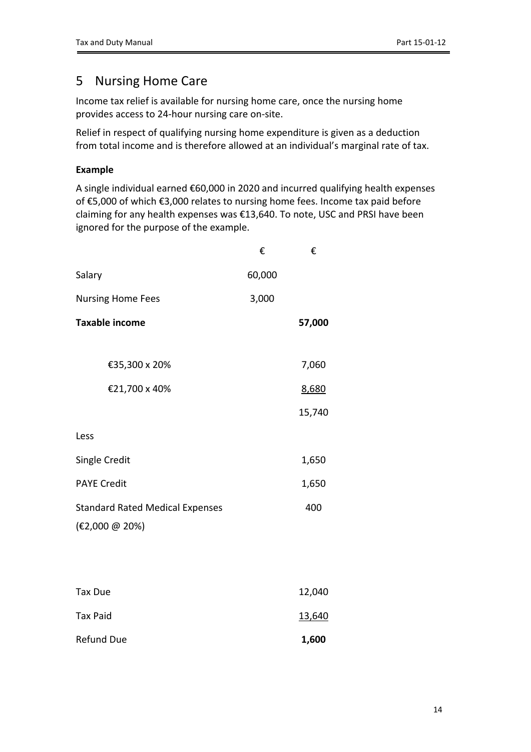## 5 Nursing Home Care

Income tax relief is available for nursing home care, once the nursing home provides access to 24-hour nursing care on-site.

Relief in respect of qualifying nursing home expenditure is given as a deduction from total income and is therefore allowed at an individual's marginal rate of tax.

**Example**

A single individual earned €60,000 in 2020 and incurred qualifying health expenses of €5,000 of which €3,000 relates to nursing home fees. Income tax paid before claiming for any health expenses was €13,640. To note, USC and PRSI have been ignored for the purpose of the example.

| | € | € |
|---|---|---|
| Salary | 60,000 | |
| Nursing Home Fees | 3,000 | |
| **Taxable income** | | **57,000** |
| | | |
| €35,300 x 20% | | 7,060 |
| €21,700 x 40% | | 8,680 |
| | | 15,740 |
| Less | | |
| Single Credit | | 1,650 |
| PAYE Credit | | 1,650 |
| Standard Rated Medical Expenses (€2,000 @ 20%) | | 400 |
| | | |
| Tax Due | | 12,040 |
| Tax Paid | | 13,640 |
| Refund Due | | **1,600** |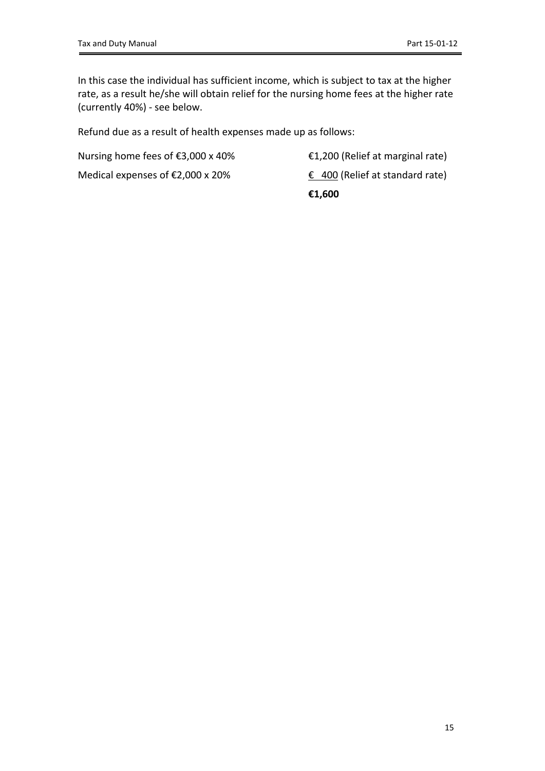In this case the individual has sufficient income, which is subject to tax at the higher rate, as a result he/she will obtain relief for the nursing home fees at the higher rate (currently 40%) - see below.

Refund due as a result of health expenses made up as follows:

| | |
|---|---|
| Nursing home fees of €3,000 x 40% | €1,200 (Relief at marginal rate) |
| Medical expenses of €2,000 x 20% | € 400 (Relief at standard rate) |
| | **€1,600** |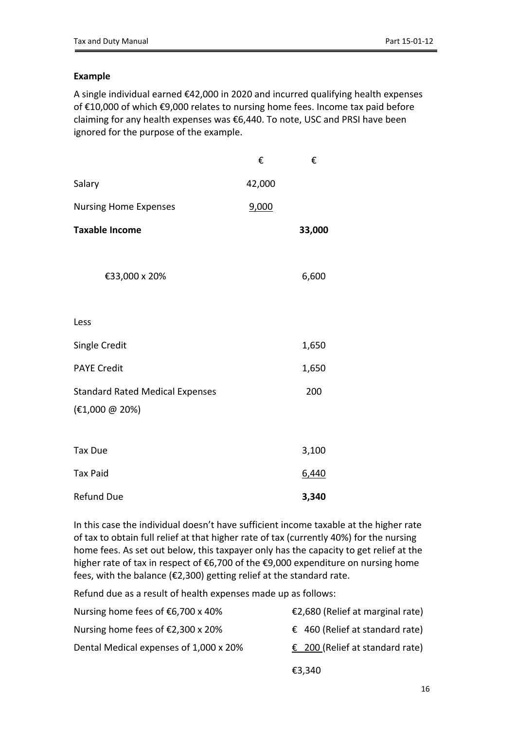**Example**

A single individual earned €42,000 in 2020 and incurred qualifying health expenses of €10,000 of which €9,000 relates to nursing home fees. Income tax paid before claiming for any health expenses was €6,440. To note, USC and PRSI have been ignored for the purpose of the example.

| | € | € |
|---|---|---|
| Salary | 42,000 | |
| Nursing Home Expenses | 9,000 | |
| **Taxable Income** | | **33,000** |
| €33,000 x 20% | | 6,600 |
| Less | | |
| Single Credit | | 1,650 |
| PAYE Credit | | 1,650 |
| Standard Rated Medical Expenses (€1,000 @ 20%) | | 200 |
| Tax Due | | 3,100 |
| Tax Paid | | 6,440 |
| Refund Due | | **3,340** |

In this case the individual doesn't have sufficient income taxable at the higher rate of tax to obtain full relief at that higher rate of tax (currently 40%) for the nursing home fees. As set out below, this taxpayer only has the capacity to get relief at the higher rate of tax in respect of €6,700 of the €9,000 expenditure on nursing home fees, with the balance (€2,300) getting relief at the standard rate.

Refund due as a result of health expenses made up as follows:

| | |
|---|---|
| Nursing home fees of €6,700 x 40% | €2,680 (Relief at marginal rate) |
| Nursing home fees of €2,300 x 20% | € 460 (Relief at standard rate) |
| Dental Medical expenses of 1,000 x 20% | € 200 (Relief at standard rate) |
| | €3,340 |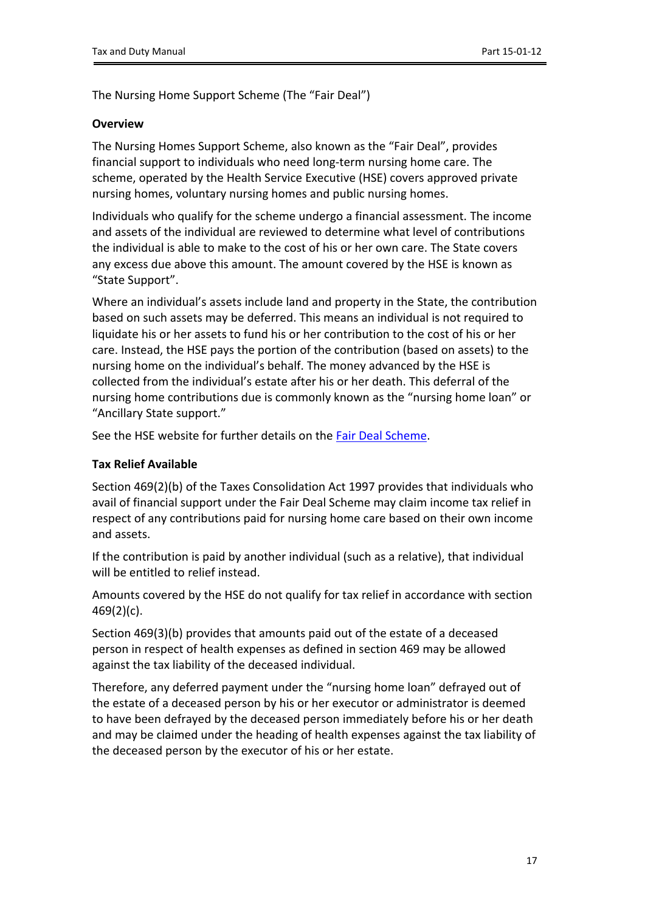The Nursing Home Support Scheme (The "Fair Deal")

**Overview**

The Nursing Homes Support Scheme, also known as the "Fair Deal", provides financial support to individuals who need long-term nursing home care. The scheme, operated by the Health Service Executive (HSE) covers approved private nursing homes, voluntary nursing homes and public nursing homes.

Individuals who qualify for the scheme undergo a financial assessment. The income and assets of the individual are reviewed to determine what level of contributions the individual is able to make to the cost of his or her own care. The State covers any excess due above this amount. The amount covered by the HSE is known as "State Support".

Where an individual's assets include land and property in the State, the contribution based on such assets may be deferred. This means an individual is not required to liquidate his or her assets to fund his or her contribution to the cost of his or her care. Instead, the HSE pays the portion of the contribution (based on assets) to the nursing home on the individual's behalf. The money advanced by the HSE is collected from the individual's estate after his or her death. This deferral of the nursing home contributions due is commonly known as the "nursing home loan" or "Ancillary State support."

See the HSE website for further details on the Fair Deal Scheme.

**Tax Relief Available**

Section 469(2)(b) of the Taxes Consolidation Act 1997 provides that individuals who avail of financial support under the Fair Deal Scheme may claim income tax relief in respect of any contributions paid for nursing home care based on their own income and assets.

If the contribution is paid by another individual (such as a relative), that individual will be entitled to relief instead.

Amounts covered by the HSE do not qualify for tax relief in accordance with section 469(2)(c).

Section 469(3)(b) provides that amounts paid out of the estate of a deceased person in respect of health expenses as defined in section 469 may be allowed against the tax liability of the deceased individual.

Therefore, any deferred payment under the "nursing home loan" defrayed out of the estate of a deceased person by his or her executor or administrator is deemed to have been defrayed by the deceased person immediately before his or her death and may be claimed under the heading of health expenses against the tax liability of the deceased person by the executor of his or her estate.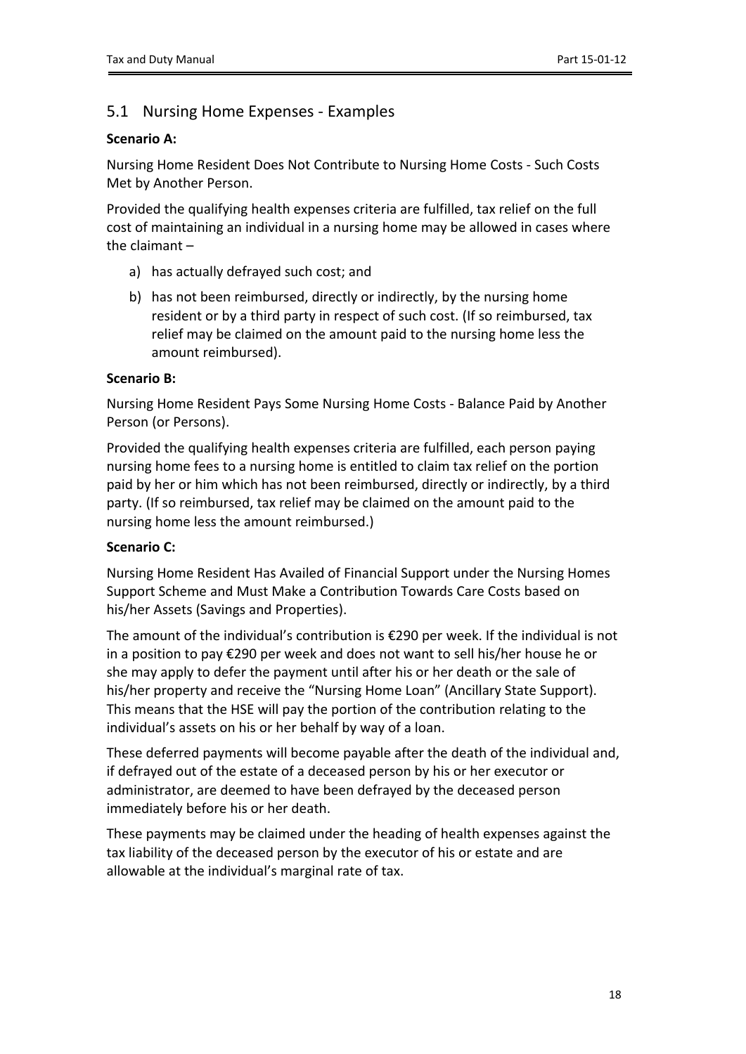## 5.1 Nursing Home Expenses - Examples

**Scenario A:**

Nursing Home Resident Does Not Contribute to Nursing Home Costs - Such Costs Met by Another Person.

Provided the qualifying health expenses criteria are fulfilled, tax relief on the full cost of maintaining an individual in a nursing home may be allowed in cases where the claimant –

a) has actually defrayed such cost; and

b) has not been reimbursed, directly or indirectly, by the nursing home resident or by a third party in respect of such cost. (If so reimbursed, tax relief may be claimed on the amount paid to the nursing home less the amount reimbursed).

**Scenario B:**

Nursing Home Resident Pays Some Nursing Home Costs - Balance Paid by Another Person (or Persons).

Provided the qualifying health expenses criteria are fulfilled, each person paying nursing home fees to a nursing home is entitled to claim tax relief on the portion paid by her or him which has not been reimbursed, directly or indirectly, by a third party. (If so reimbursed, tax relief may be claimed on the amount paid to the nursing home less the amount reimbursed.)

**Scenario C:**

Nursing Home Resident Has Availed of Financial Support under the Nursing Homes Support Scheme and Must Make a Contribution Towards Care Costs based on his/her Assets (Savings and Properties).

The amount of the individual's contribution is €290 per week. If the individual is not in a position to pay €290 per week and does not want to sell his/her house he or she may apply to defer the payment until after his or her death or the sale of his/her property and receive the "Nursing Home Loan" (Ancillary State Support). This means that the HSE will pay the portion of the contribution relating to the individual's assets on his or her behalf by way of a loan.

These deferred payments will become payable after the death of the individual and, if defrayed out of the estate of a deceased person by his or her executor or administrator, are deemed to have been defrayed by the deceased person immediately before his or her death.

These payments may be claimed under the heading of health expenses against the tax liability of the deceased person by the executor of his or estate and are allowable at the individual's marginal rate of tax.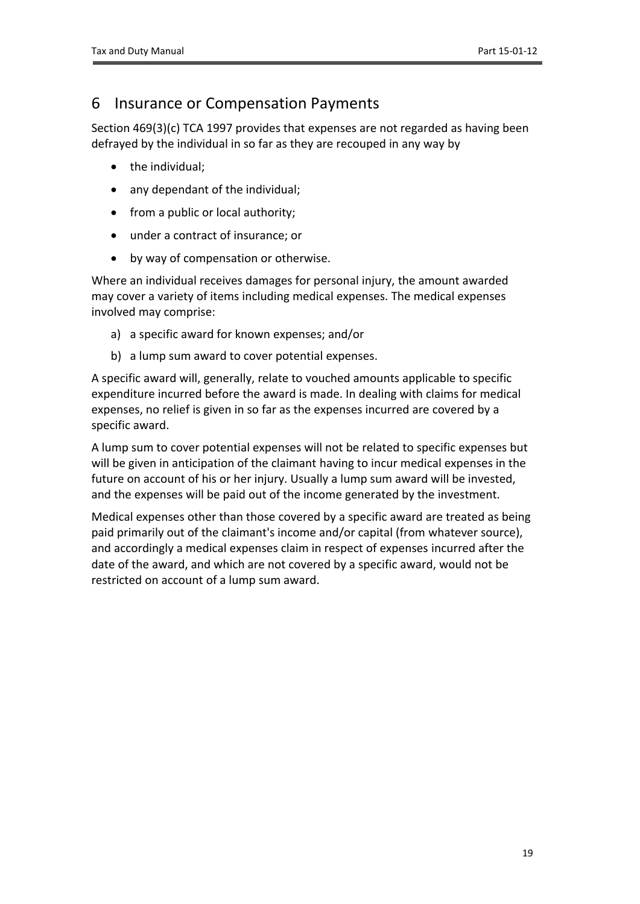# 6 Insurance or Compensation Payments

Section 469(3)(c) TCA 1997 provides that expenses are not regarded as having been defrayed by the individual in so far as they are recouped in any way by

- the individual;
- any dependant of the individual;
- from a public or local authority;
- under a contract of insurance; or
- by way of compensation or otherwise.

Where an individual receives damages for personal injury, the amount awarded may cover a variety of items including medical expenses. The medical expenses involved may comprise:

a) a specific award for known expenses; and/or
b) a lump sum award to cover potential expenses.

A specific award will, generally, relate to vouched amounts applicable to specific expenditure incurred before the award is made. In dealing with claims for medical expenses, no relief is given in so far as the expenses incurred are covered by a specific award.

A lump sum to cover potential expenses will not be related to specific expenses but will be given in anticipation of the claimant having to incur medical expenses in the future on account of his or her injury. Usually a lump sum award will be invested, and the expenses will be paid out of the income generated by the investment.

Medical expenses other than those covered by a specific award are treated as being paid primarily out of the claimant's income and/or capital (from whatever source), and accordingly a medical expenses claim in respect of expenses incurred after the date of the award, and which are not covered by a specific award, would not be restricted on account of a lump sum award.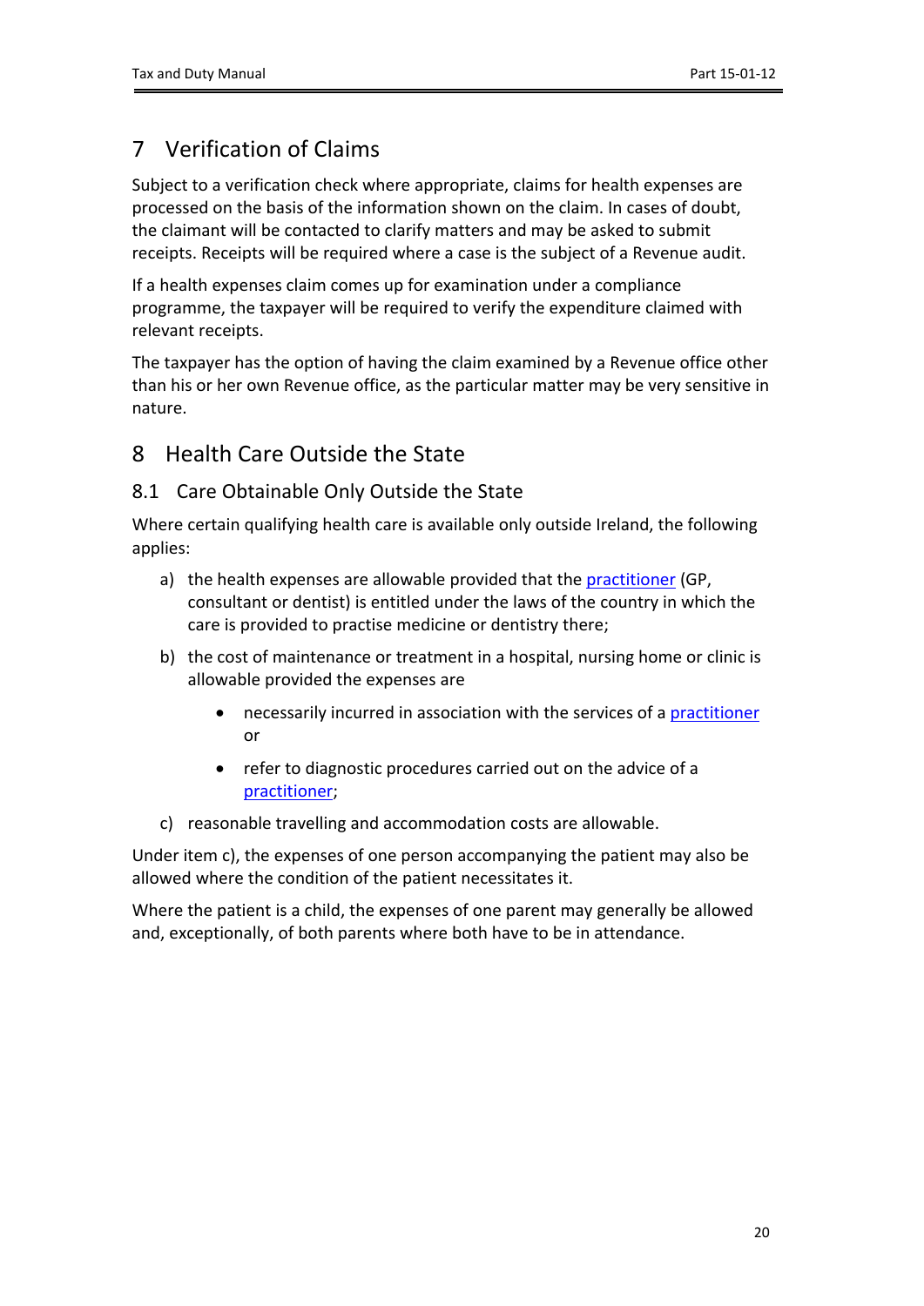# 7 Verification of Claims

Subject to a verification check where appropriate, claims for health expenses are processed on the basis of the information shown on the claim. In cases of doubt, the claimant will be contacted to clarify matters and may be asked to submit receipts. Receipts will be required where a case is the subject of a Revenue audit.

If a health expenses claim comes up for examination under a compliance programme, the taxpayer will be required to verify the expenditure claimed with relevant receipts.

The taxpayer has the option of having the claim examined by a Revenue office other than his or her own Revenue office, as the particular matter may be very sensitive in nature.

# 8 Health Care Outside the State

## 8.1 Care Obtainable Only Outside the State

Where certain qualifying health care is available only outside Ireland, the following applies:

a) the health expenses are allowable provided that the practitioner (GP, consultant or dentist) is entitled under the laws of the country in which the care is provided to practise medicine or dentistry there;

b) the cost of maintenance or treatment in a hospital, nursing home or clinic is allowable provided the expenses are

- necessarily incurred in association with the services of a practitioner or
- refer to diagnostic procedures carried out on the advice of a practitioner;

c) reasonable travelling and accommodation costs are allowable.

Under item c), the expenses of one person accompanying the patient may also be allowed where the condition of the patient necessitates it.

Where the patient is a child, the expenses of one parent may generally be allowed and, exceptionally, of both parents where both have to be in attendance.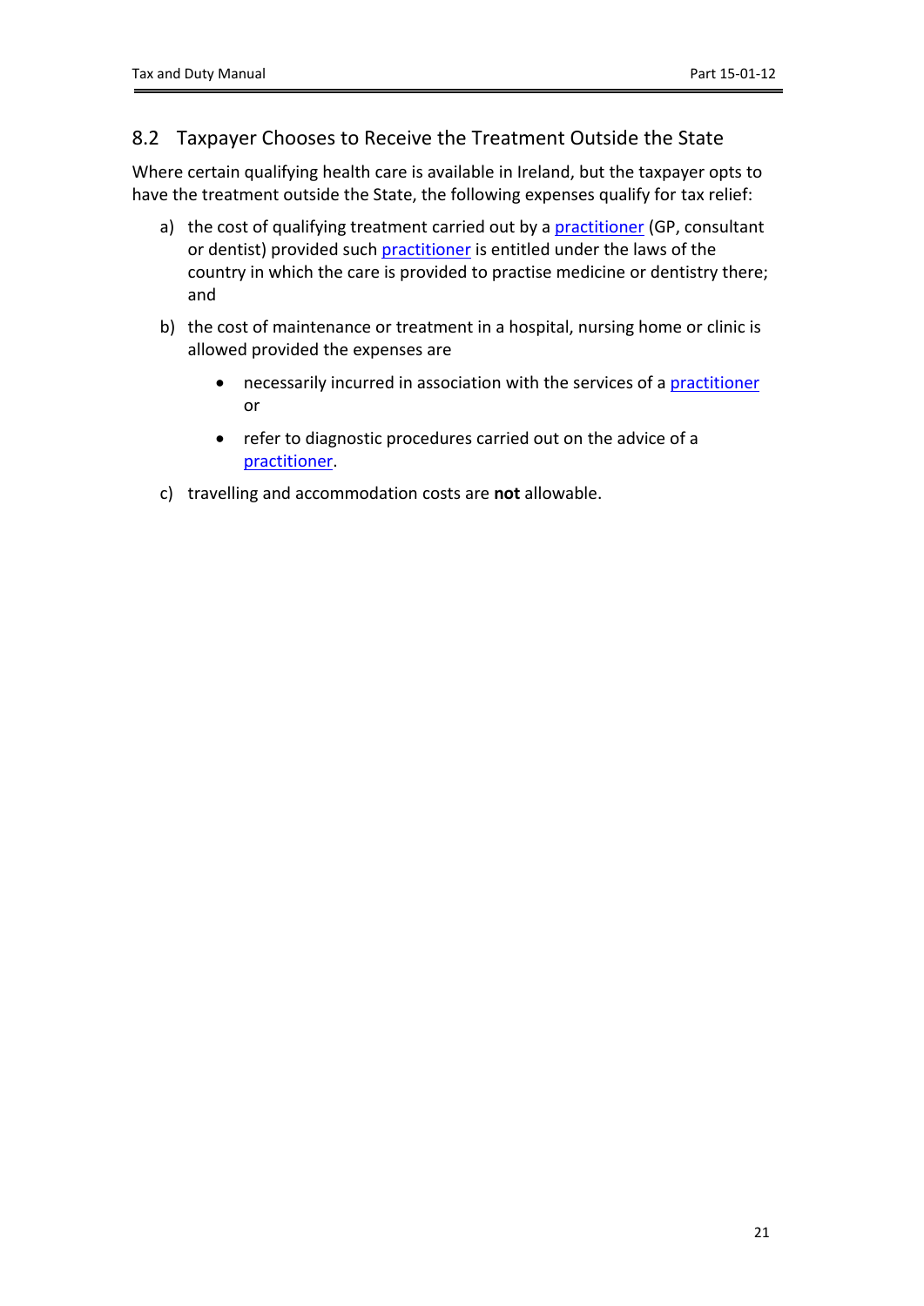## 8.2 Taxpayer Chooses to Receive the Treatment Outside the State

Where certain qualifying health care is available in Ireland, but the taxpayer opts to have the treatment outside the State, the following expenses qualify for tax relief:

a) the cost of qualifying treatment carried out by a practitioner (GP, consultant or dentist) provided such practitioner is entitled under the laws of the country in which the care is provided to practise medicine or dentistry there; and

b) the cost of maintenance or treatment in a hospital, nursing home or clinic is allowed provided the expenses are

- necessarily incurred in association with the services of a practitioner or
- refer to diagnostic procedures carried out on the advice of a practitioner.

c) travelling and accommodation costs are **not** allowable.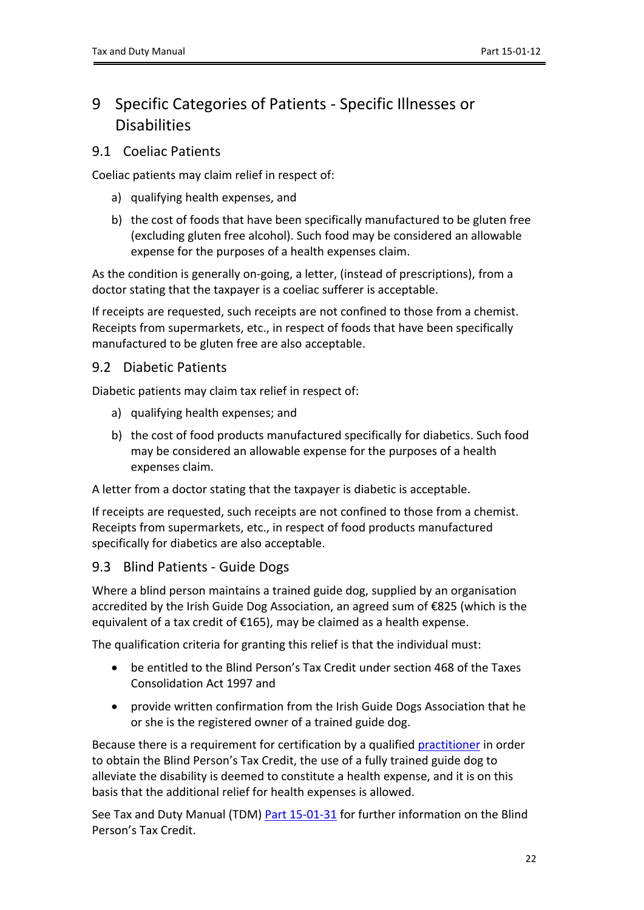# 9 Specific Categories of Patients - Specific Illnesses or Disabilities

## 9.1 Coeliac Patients

Coeliac patients may claim relief in respect of:

a) qualifying health expenses, and

b) the cost of foods that have been specifically manufactured to be gluten free (excluding gluten free alcohol). Such food may be considered an allowable expense for the purposes of a health expenses claim.

As the condition is generally on-going, a letter, (instead of prescriptions), from a doctor stating that the taxpayer is a coeliac sufferer is acceptable.

If receipts are requested, such receipts are not confined to those from a chemist. Receipts from supermarkets, etc., in respect of foods that have been specifically manufactured to be gluten free are also acceptable.

## 9.2 Diabetic Patients

Diabetic patients may claim tax relief in respect of:

a) qualifying health expenses; and

b) the cost of food products manufactured specifically for diabetics. Such food may be considered an allowable expense for the purposes of a health expenses claim.

A letter from a doctor stating that the taxpayer is diabetic is acceptable.

If receipts are requested, such receipts are not confined to those from a chemist. Receipts from supermarkets, etc., in respect of food products manufactured specifically for diabetics are also acceptable.

## 9.3 Blind Patients - Guide Dogs

Where a blind person maintains a trained guide dog, supplied by an organisation accredited by the Irish Guide Dog Association, an agreed sum of €825 (which is the equivalent of a tax credit of €165), may be claimed as a health expense.

The qualification criteria for granting this relief is that the individual must:

- be entitled to the Blind Person's Tax Credit under section 468 of the Taxes Consolidation Act 1997 and
- provide written confirmation from the Irish Guide Dogs Association that he or she is the registered owner of a trained guide dog.

Because there is a requirement for certification by a qualified practitioner in order to obtain the Blind Person's Tax Credit, the use of a fully trained guide dog to alleviate the disability is deemed to constitute a health expense, and it is on this basis that the additional relief for health expenses is allowed.

See Tax and Duty Manual (TDM) Part 15-01-31 for further information on the Blind Person's Tax Credit.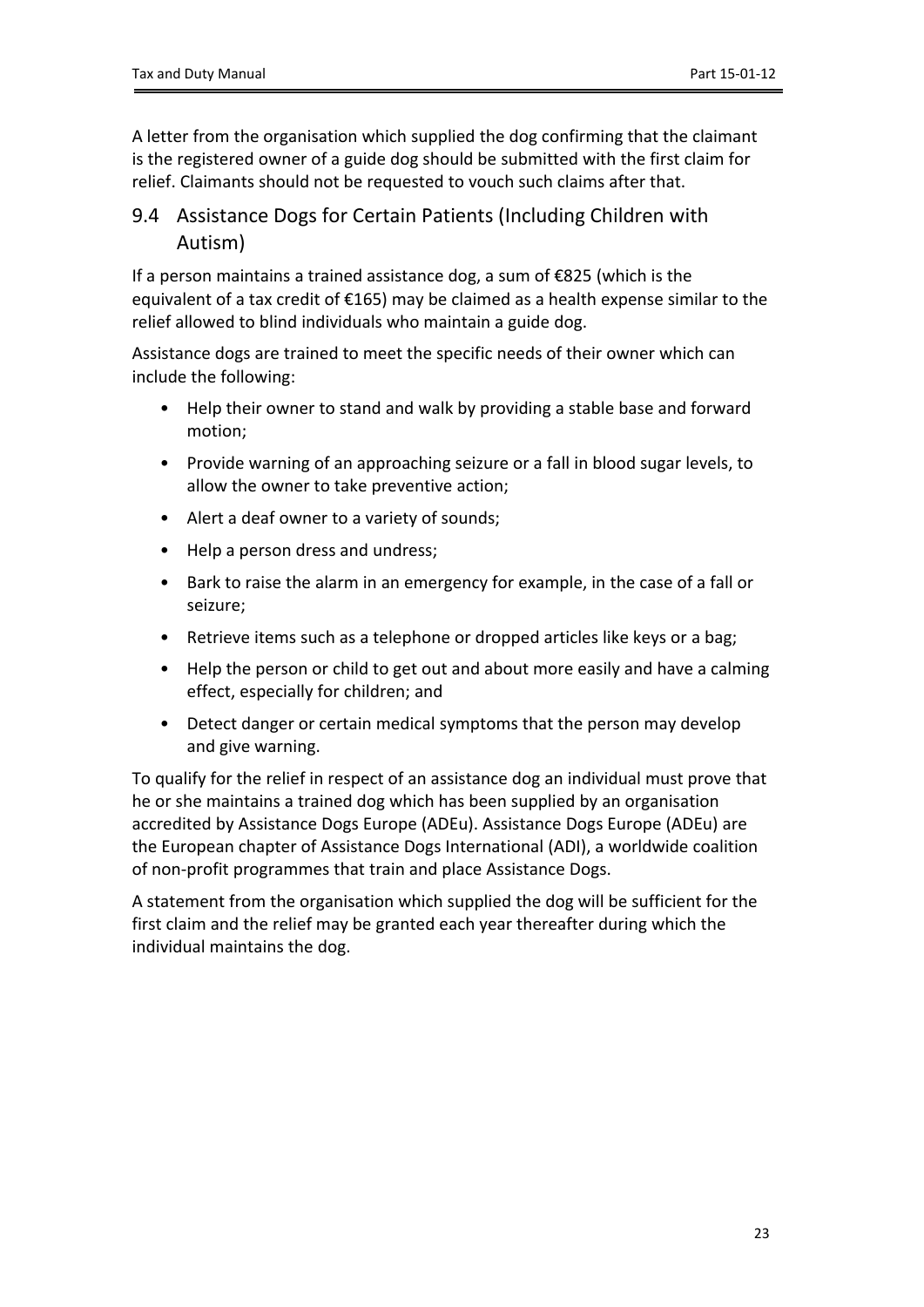A letter from the organisation which supplied the dog confirming that the claimant is the registered owner of a guide dog should be submitted with the first claim for relief. Claimants should not be requested to vouch such claims after that.

## 9.4 Assistance Dogs for Certain Patients (Including Children with Autism)

If a person maintains a trained assistance dog, a sum of €825 (which is the equivalent of a tax credit of €165) may be claimed as a health expense similar to the relief allowed to blind individuals who maintain a guide dog.

Assistance dogs are trained to meet the specific needs of their owner which can include the following:

- Help their owner to stand and walk by providing a stable base and forward motion;
- Provide warning of an approaching seizure or a fall in blood sugar levels, to allow the owner to take preventive action;
- Alert a deaf owner to a variety of sounds;
- Help a person dress and undress;
- Bark to raise the alarm in an emergency for example, in the case of a fall or seizure;
- Retrieve items such as a telephone or dropped articles like keys or a bag;
- Help the person or child to get out and about more easily and have a calming effect, especially for children; and
- Detect danger or certain medical symptoms that the person may develop and give warning.

To qualify for the relief in respect of an assistance dog an individual must prove that he or she maintains a trained dog which has been supplied by an organisation accredited by Assistance Dogs Europe (ADEu). Assistance Dogs Europe (ADEu) are the European chapter of Assistance Dogs International (ADI), a worldwide coalition of non-profit programmes that train and place Assistance Dogs.

A statement from the organisation which supplied the dog will be sufficient for the first claim and the relief may be granted each year thereafter during which the individual maintains the dog.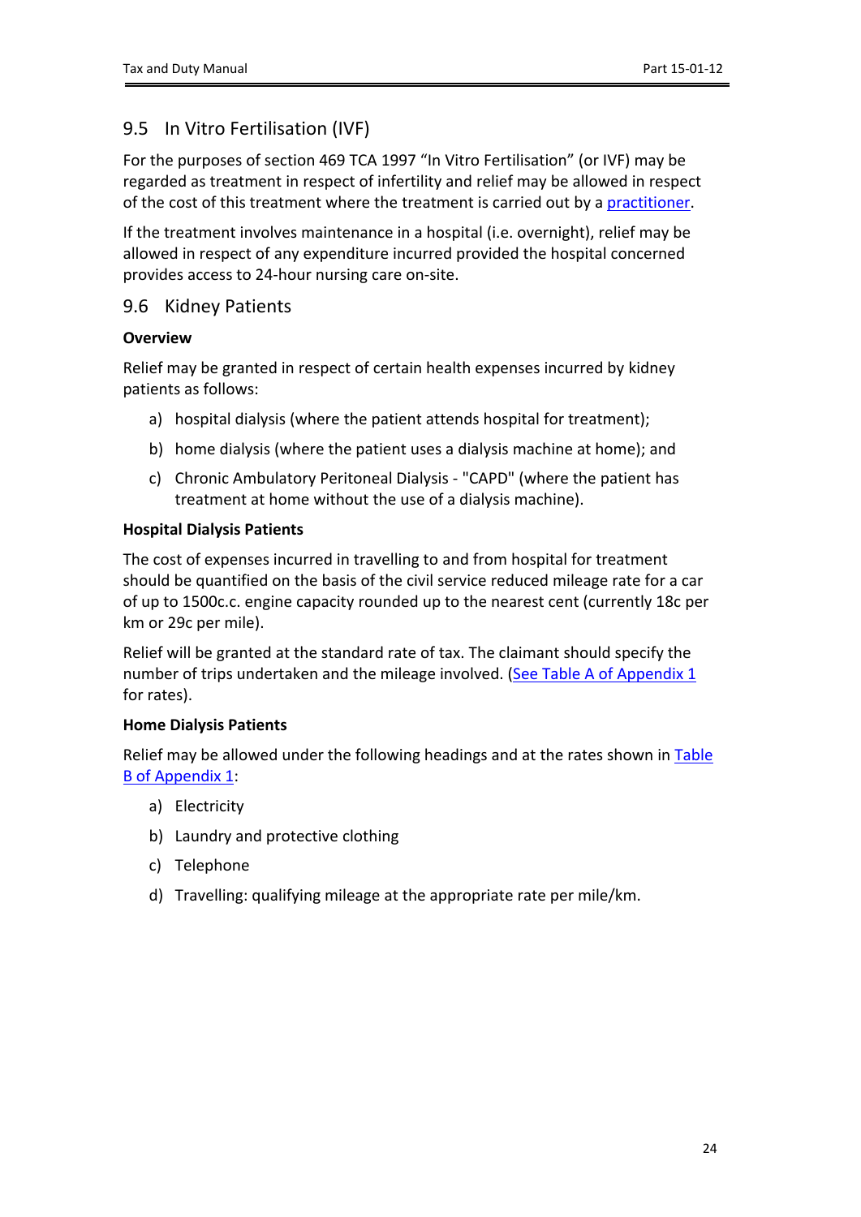## 9.5 In Vitro Fertilisation (IVF)

For the purposes of section 469 TCA 1997 "In Vitro Fertilisation" (or IVF) may be regarded as treatment in respect of infertility and relief may be allowed in respect of the cost of this treatment where the treatment is carried out by a practitioner.

If the treatment involves maintenance in a hospital (i.e. overnight), relief may be allowed in respect of any expenditure incurred provided the hospital concerned provides access to 24-hour nursing care on-site.

## 9.6 Kidney Patients

**Overview**

Relief may be granted in respect of certain health expenses incurred by kidney patients as follows:

a) hospital dialysis (where the patient attends hospital for treatment);

b) home dialysis (where the patient uses a dialysis machine at home); and

c) Chronic Ambulatory Peritoneal Dialysis - "CAPD" (where the patient has treatment at home without the use of a dialysis machine).

**Hospital Dialysis Patients**

The cost of expenses incurred in travelling to and from hospital for treatment should be quantified on the basis of the civil service reduced mileage rate for a car of up to 1500c.c. engine capacity rounded up to the nearest cent (currently 18c per km or 29c per mile).

Relief will be granted at the standard rate of tax. The claimant should specify the number of trips undertaken and the mileage involved. (See Table A of Appendix 1 for rates).

**Home Dialysis Patients**

Relief may be allowed under the following headings and at the rates shown in Table B of Appendix 1:

a) Electricity

b) Laundry and protective clothing

c) Telephone

d) Travelling: qualifying mileage at the appropriate rate per mile/km.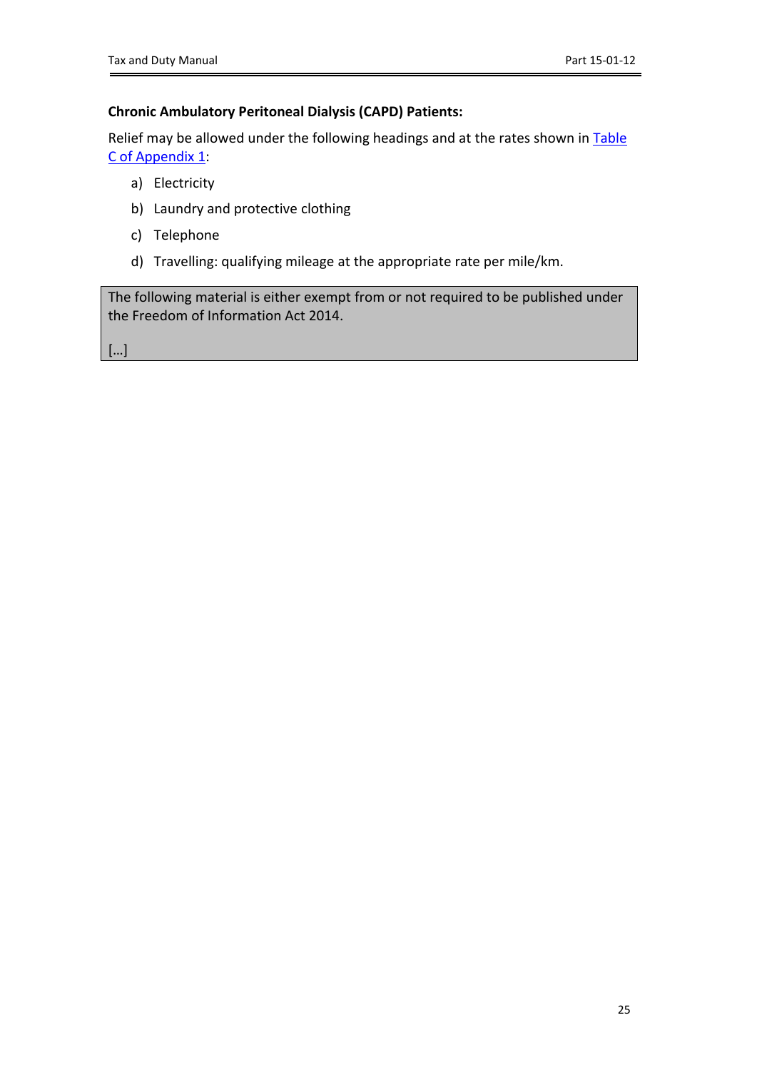**Chronic Ambulatory Peritoneal Dialysis (CAPD) Patients:**

Relief may be allowed under the following headings and at the rates shown in Table C of Appendix 1:

a) Electricity

b) Laundry and protective clothing

c) Telephone

d) Travelling: qualifying mileage at the appropriate rate per mile/km.

> The following material is either exempt from or not required to be published under the Freedom of Information Act 2014.
>
> […]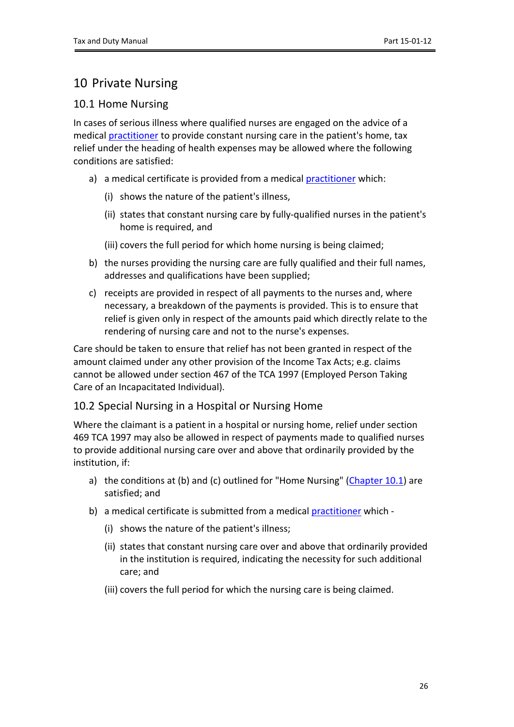# 10 Private Nursing

## 10.1 Home Nursing

In cases of serious illness where qualified nurses are engaged on the advice of a medical practitioner to provide constant nursing care in the patient's home, tax relief under the heading of health expenses may be allowed where the following conditions are satisfied:

a) a medical certificate is provided from a medical practitioner which:

   (i) shows the nature of the patient's illness,

   (ii) states that constant nursing care by fully-qualified nurses in the patient's home is required, and

   (iii) covers the full period for which home nursing is being claimed;

b) the nurses providing the nursing care are fully qualified and their full names, addresses and qualifications have been supplied;

c) receipts are provided in respect of all payments to the nurses and, where necessary, a breakdown of the payments is provided. This is to ensure that relief is given only in respect of the amounts paid which directly relate to the rendering of nursing care and not to the nurse's expenses.

Care should be taken to ensure that relief has not been granted in respect of the amount claimed under any other provision of the Income Tax Acts; e.g. claims cannot be allowed under section 467 of the TCA 1997 (Employed Person Taking Care of an Incapacitated Individual).

## 10.2 Special Nursing in a Hospital or Nursing Home

Where the claimant is a patient in a hospital or nursing home, relief under section 469 TCA 1997 may also be allowed in respect of payments made to qualified nurses to provide additional nursing care over and above that ordinarily provided by the institution, if:

a) the conditions at (b) and (c) outlined for "Home Nursing" (Chapter 10.1) are satisfied; and

b) a medical certificate is submitted from a medical practitioner which -

   (i) shows the nature of the patient's illness;

   (ii) states that constant nursing care over and above that ordinarily provided in the institution is required, indicating the necessity for such additional care; and

   (iii) covers the full period for which the nursing care is being claimed.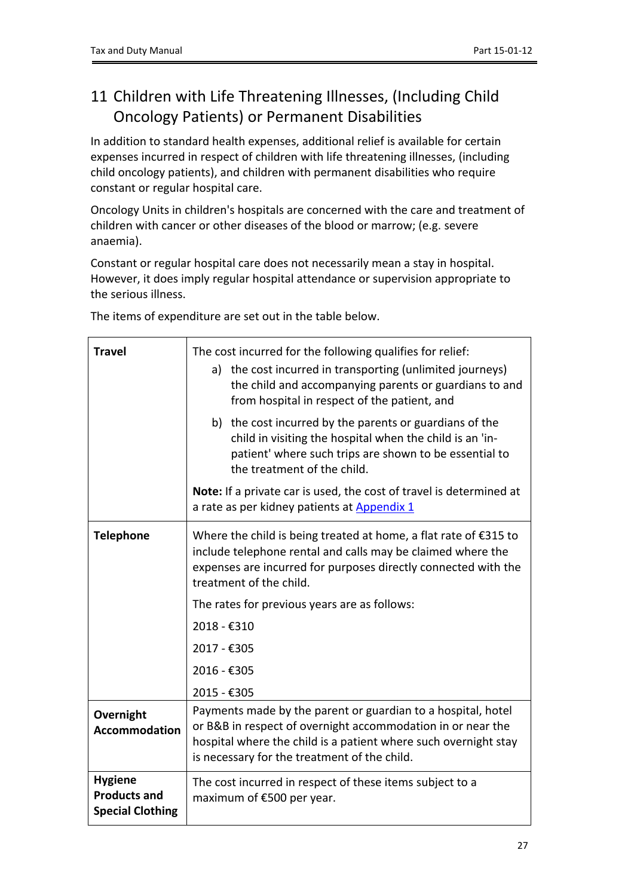# 11 Children with Life Threatening Illnesses, (Including Child Oncology Patients) or Permanent Disabilities

In addition to standard health expenses, additional relief is available for certain expenses incurred in respect of children with life threatening illnesses, (including child oncology patients), and children with permanent disabilities who require constant or regular hospital care.

Oncology Units in children's hospitals are concerned with the care and treatment of children with cancer or other diseases of the blood or marrow; (e.g. severe anaemia).

Constant or regular hospital care does not necessarily mean a stay in hospital. However, it does imply regular hospital attendance or supervision appropriate to the serious illness.

The items of expenditure are set out in the table below.

| | |
|---|---|
| **Travel** | The cost incurred for the following qualifies for relief:<br>a) the cost incurred in transporting (unlimited journeys) the child and accompanying parents or guardians to and from hospital in respect of the patient, and<br>b) the cost incurred by the parents or guardians of the child in visiting the hospital when the child is an 'in-patient' where such trips are shown to be essential to the treatment of the child.<br>**Note:** If a private car is used, the cost of travel is determined at a rate as per kidney patients at Appendix 1 |
| **Telephone** | Where the child is being treated at home, a flat rate of €315 to include telephone rental and calls may be claimed where the expenses are incurred for purposes directly connected with the treatment of the child.<br>The rates for previous years are as follows:<br>2018 - €310<br>2017 - €305<br>2016 - €305<br>2015 - €305 |
| **Overnight Accommodation** | Payments made by the parent or guardian to a hospital, hotel or B&B in respect of overnight accommodation in or near the hospital where the child is a patient where such overnight stay is necessary for the treatment of the child. |
| **Hygiene Products and Special Clothing** | The cost incurred in respect of these items subject to a maximum of €500 per year. |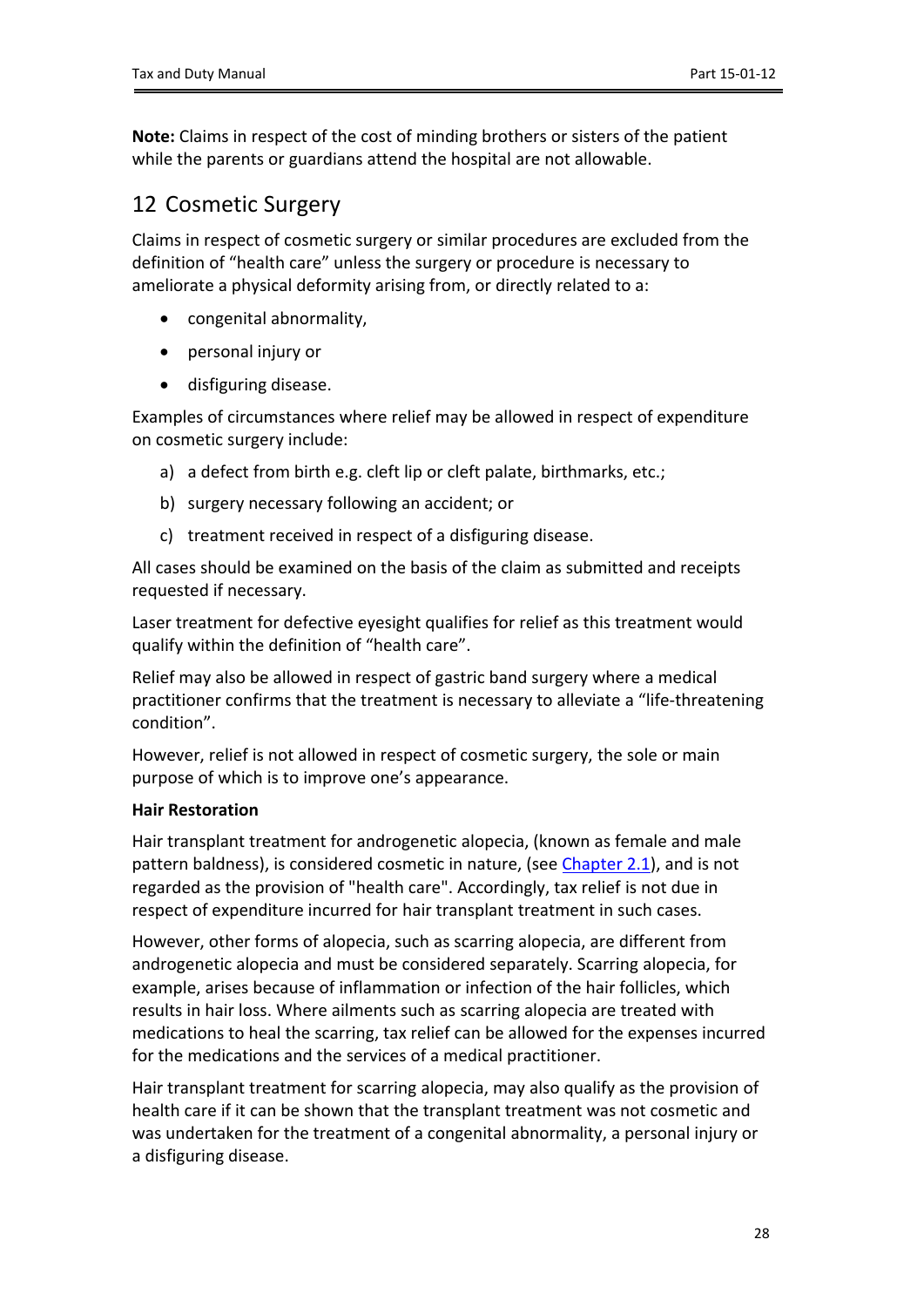**Note:** Claims in respect of the cost of minding brothers or sisters of the patient while the parents or guardians attend the hospital are not allowable.

## 12 Cosmetic Surgery

Claims in respect of cosmetic surgery or similar procedures are excluded from the definition of "health care" unless the surgery or procedure is necessary to ameliorate a physical deformity arising from, or directly related to a:

- congenital abnormality,
- personal injury or
- disfiguring disease.

Examples of circumstances where relief may be allowed in respect of expenditure on cosmetic surgery include:

a) a defect from birth e.g. cleft lip or cleft palate, birthmarks, etc.;
b) surgery necessary following an accident; or
c) treatment received in respect of a disfiguring disease.

All cases should be examined on the basis of the claim as submitted and receipts requested if necessary.

Laser treatment for defective eyesight qualifies for relief as this treatment would qualify within the definition of "health care".

Relief may also be allowed in respect of gastric band surgery where a medical practitioner confirms that the treatment is necessary to alleviate a "life-threatening condition".

However, relief is not allowed in respect of cosmetic surgery, the sole or main purpose of which is to improve one's appearance.

**Hair Restoration**

Hair transplant treatment for androgenetic alopecia, (known as female and male pattern baldness), is considered cosmetic in nature, (see Chapter 2.1), and is not regarded as the provision of "health care". Accordingly, tax relief is not due in respect of expenditure incurred for hair transplant treatment in such cases.

However, other forms of alopecia, such as scarring alopecia, are different from androgenetic alopecia and must be considered separately. Scarring alopecia, for example, arises because of inflammation or infection of the hair follicles, which results in hair loss. Where ailments such as scarring alopecia are treated with medications to heal the scarring, tax relief can be allowed for the expenses incurred for the medications and the services of a medical practitioner.

Hair transplant treatment for scarring alopecia, may also qualify as the provision of health care if it can be shown that the transplant treatment was not cosmetic and was undertaken for the treatment of a congenital abnormality, a personal injury or a disfiguring disease.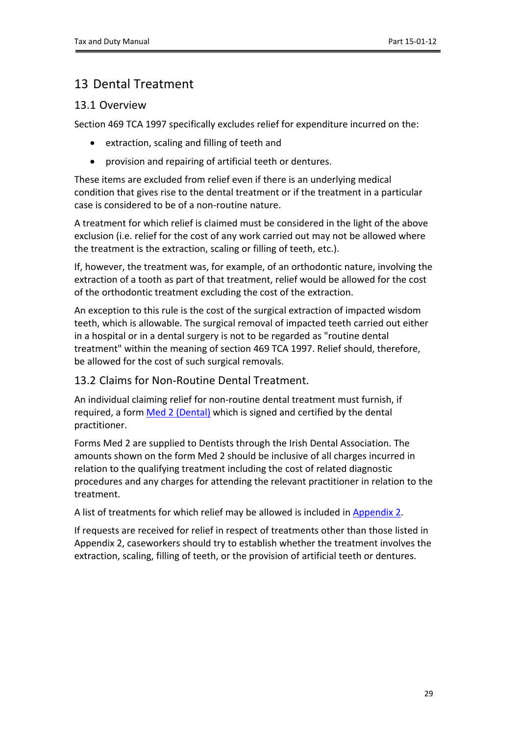# 13 Dental Treatment

## 13.1 Overview

Section 469 TCA 1997 specifically excludes relief for expenditure incurred on the:

- extraction, scaling and filling of teeth and
- provision and repairing of artificial teeth or dentures.

These items are excluded from relief even if there is an underlying medical condition that gives rise to the dental treatment or if the treatment in a particular case is considered to be of a non-routine nature.

A treatment for which relief is claimed must be considered in the light of the above exclusion (i.e. relief for the cost of any work carried out may not be allowed where the treatment is the extraction, scaling or filling of teeth, etc.).

If, however, the treatment was, for example, of an orthodontic nature, involving the extraction of a tooth as part of that treatment, relief would be allowed for the cost of the orthodontic treatment excluding the cost of the extraction.

An exception to this rule is the cost of the surgical extraction of impacted wisdom teeth, which is allowable. The surgical removal of impacted teeth carried out either in a hospital or in a dental surgery is not to be regarded as "routine dental treatment" within the meaning of section 469 TCA 1997. Relief should, therefore, be allowed for the cost of such surgical removals.

## 13.2 Claims for Non-Routine Dental Treatment.

An individual claiming relief for non-routine dental treatment must furnish, if required, a form Med 2 (Dental) which is signed and certified by the dental practitioner.

Forms Med 2 are supplied to Dentists through the Irish Dental Association. The amounts shown on the form Med 2 should be inclusive of all charges incurred in relation to the qualifying treatment including the cost of related diagnostic procedures and any charges for attending the relevant practitioner in relation to the treatment.

A list of treatments for which relief may be allowed is included in Appendix 2.

If requests are received for relief in respect of treatments other than those listed in Appendix 2, caseworkers should try to establish whether the treatment involves the extraction, scaling, filling of teeth, or the provision of artificial teeth or dentures.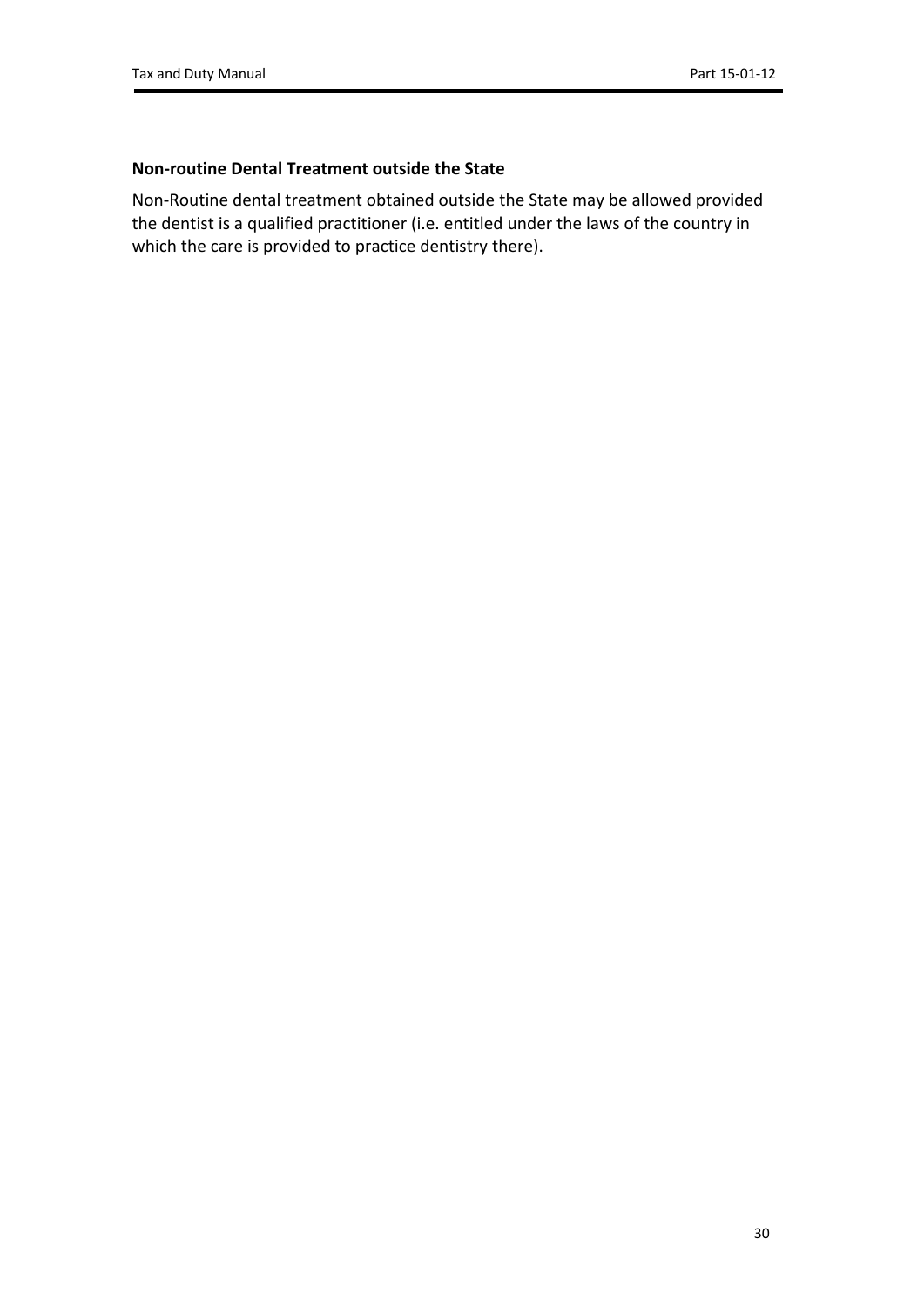**Non-routine Dental Treatment outside the State**

Non-Routine dental treatment obtained outside the State may be allowed provided the dentist is a qualified practitioner (i.e. entitled under the laws of the country in which the care is provided to practice dentistry there).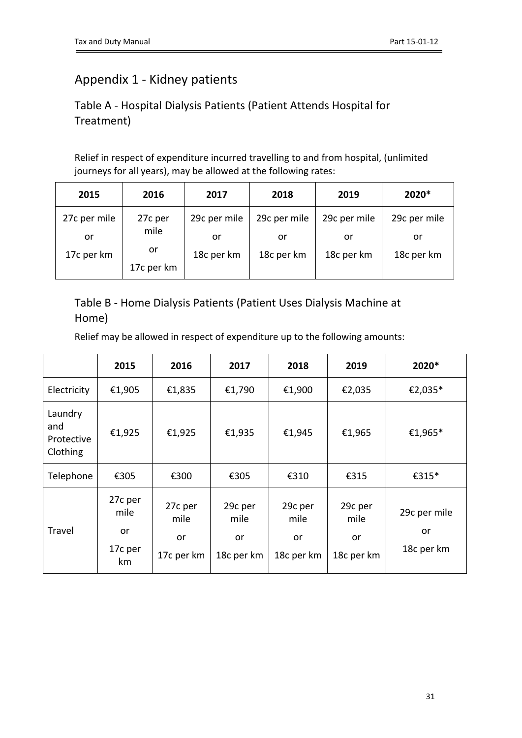## Appendix 1 - Kidney patients

### Table A - Hospital Dialysis Patients (Patient Attends Hospital for Treatment)

Relief in respect of expenditure incurred travelling to and from hospital, (unlimited journeys for all years), may be allowed at the following rates:

| 2015 | 2016 | 2017 | 2018 | 2019 | 2020* |
|---|---|---|---|---|---|
| 27c per mile or 17c per km | 27c per mile or 17c per km | 29c per mile or 18c per km | 29c per mile or 18c per km | 29c per mile or 18c per km | 29c per mile or 18c per km |

### Table B - Home Dialysis Patients (Patient Uses Dialysis Machine at Home)

Relief may be allowed in respect of expenditure up to the following amounts:

| | 2015 | 2016 | 2017 | 2018 | 2019 | 2020* |
|---|---|---|---|---|---|---|
| Electricity | €1,905 | €1,835 | €1,790 | €1,900 | €2,035 | €2,035* |
| Laundry and Protective Clothing | €1,925 | €1,925 | €1,935 | €1,945 | €1,965 | €1,965* |
| Telephone | €305 | €300 | €305 | €310 | €315 | €315* |
| Travel | 27c per mile or 17c per km | 27c per mile or 17c per km | 29c per mile or 18c per km | 29c per mile or 18c per km | 29c per mile or 18c per km | 29c per mile or 18c per km |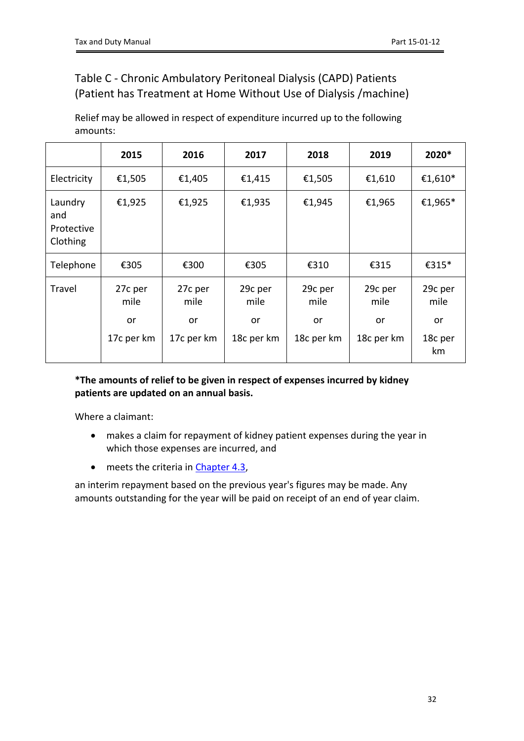## Table C - Chronic Ambulatory Peritoneal Dialysis (CAPD) Patients (Patient has Treatment at Home Without Use of Dialysis /machine)

Relief may be allowed in respect of expenditure incurred up to the following amounts:

| | 2015 | 2016 | 2017 | 2018 | 2019 | 2020* |
|---|---|---|---|---|---|---|
| Electricity | €1,505 | €1,405 | €1,415 | €1,505 | €1,610 | €1,610* |
| Laundry and Protective Clothing | €1,925 | €1,925 | €1,935 | €1,945 | €1,965 | €1,965* |
| Telephone | €305 | €300 | €305 | €310 | €315 | €315* |
| Travel | 27c per mile or 17c per km | 27c per mile or 17c per km | 29c per mile or 18c per km | 29c per mile or 18c per km | 29c per mile or 18c per km | 29c per mile or 18c per km |

**\*The amounts of relief to be given in respect of expenses incurred by kidney patients are updated on an annual basis.**

Where a claimant:

- makes a claim for repayment of kidney patient expenses during the year in which those expenses are incurred, and
- meets the criteria in Chapter 4.3,

an interim repayment based on the previous year's figures may be made. Any amounts outstanding for the year will be paid on receipt of an end of year claim.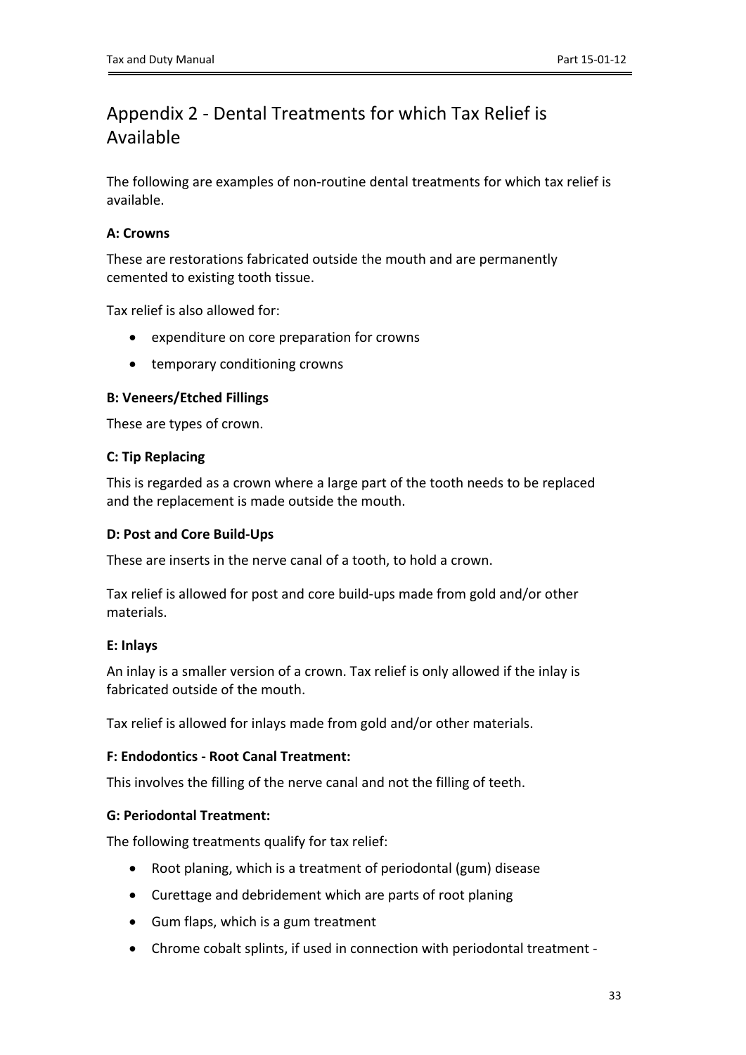# Appendix 2 - Dental Treatments for which Tax Relief is Available

The following are examples of non-routine dental treatments for which tax relief is available.

**A: Crowns**

These are restorations fabricated outside the mouth and are permanently cemented to existing tooth tissue.

Tax relief is also allowed for:

- expenditure on core preparation for crowns
- temporary conditioning crowns

**B: Veneers/Etched Fillings**

These are types of crown.

**C: Tip Replacing**

This is regarded as a crown where a large part of the tooth needs to be replaced and the replacement is made outside the mouth.

**D: Post and Core Build-Ups**

These are inserts in the nerve canal of a tooth, to hold a crown.

Tax relief is allowed for post and core build-ups made from gold and/or other materials.

**E: Inlays**

An inlay is a smaller version of a crown. Tax relief is only allowed if the inlay is fabricated outside of the mouth.

Tax relief is allowed for inlays made from gold and/or other materials.

**F: Endodontics - Root Canal Treatment:**

This involves the filling of the nerve canal and not the filling of teeth.

**G: Periodontal Treatment:**

The following treatments qualify for tax relief:

- Root planing, which is a treatment of periodontal (gum) disease
- Curettage and debridement which are parts of root planing
- Gum flaps, which is a gum treatment
- Chrome cobalt splints, if used in connection with periodontal treatment -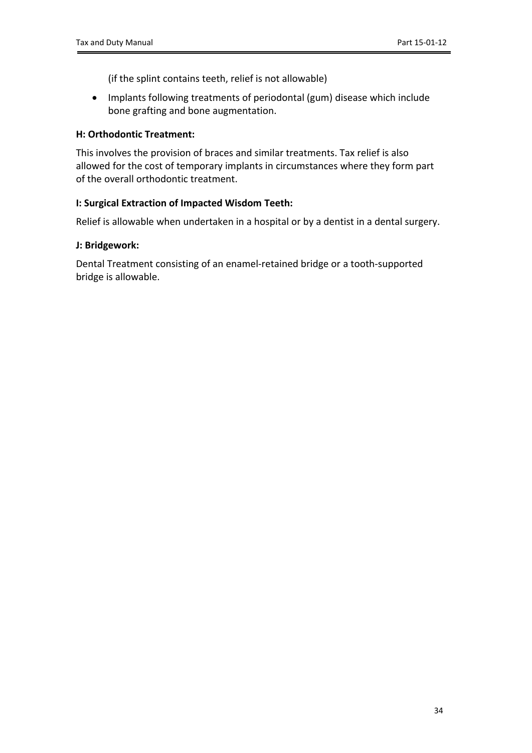(if the splint contains teeth, relief is not allowable)

- Implants following treatments of periodontal (gum) disease which include bone grafting and bone augmentation.

**H: Orthodontic Treatment:**

This involves the provision of braces and similar treatments. Tax relief is also allowed for the cost of temporary implants in circumstances where they form part of the overall orthodontic treatment.

**I: Surgical Extraction of Impacted Wisdom Teeth:**

Relief is allowable when undertaken in a hospital or by a dentist in a dental surgery.

**J: Bridgework:**

Dental Treatment consisting of an enamel-retained bridge or a tooth-supported bridge is allowable.